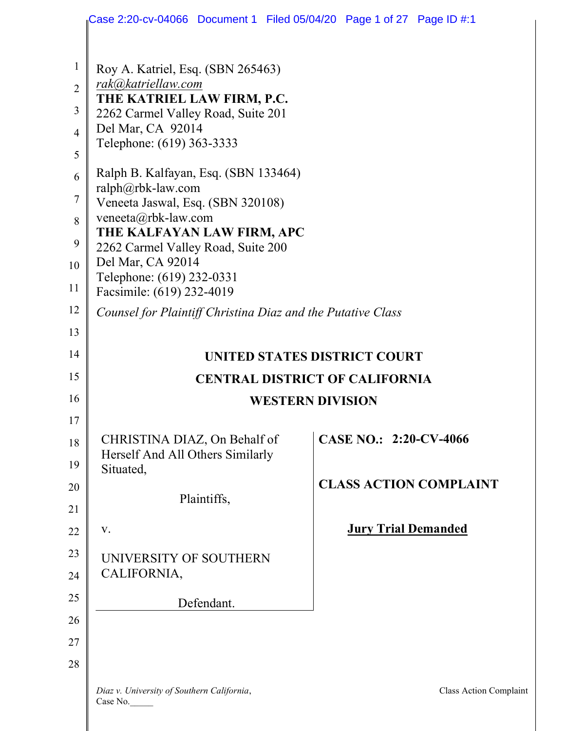Roy A. Katriel, Esq. (SBN 265463)
*rak@katriellaw.com*
**THE KATRIEL LAW FIRM, P.C.**
2262 Carmel Valley Road, Suite 201
Del Mar, CA 92014
Telephone: (619) 363-3333

Ralph B. Kalfayan, Esq. (SBN 133464)
ralph@rbk-law.com
Veneeta Jaswal, Esq. (SBN 320108)
veneeta@rbk-law.com
**THE KALFAYAN LAW FIRM, APC**
2262 Carmel Valley Road, Suite 200
Del Mar, CA 92014
Telephone: (619) 232-0331
Facsimile: (619) 232-4019

*Counsel for Plaintiff Christina Diaz and the Putative Class*

**UNITED STATES DISTRICT COURT**

**CENTRAL DISTRICT OF CALIFORNIA**

**WESTERN DIVISION**

| | |
|---|---|
| CHRISTINA DIAZ, On Behalf of Herself And All Others Similarly Situated,<br><br>Plaintiffs,<br><br>v.<br><br>UNIVERSITY OF SOUTHERN CALIFORNIA,<br><br>Defendant. | **CASE NO.: 2:20-CV-4066**<br><br>**CLASS ACTION COMPLAINT**<br><br>**Jury Trial Demanded** |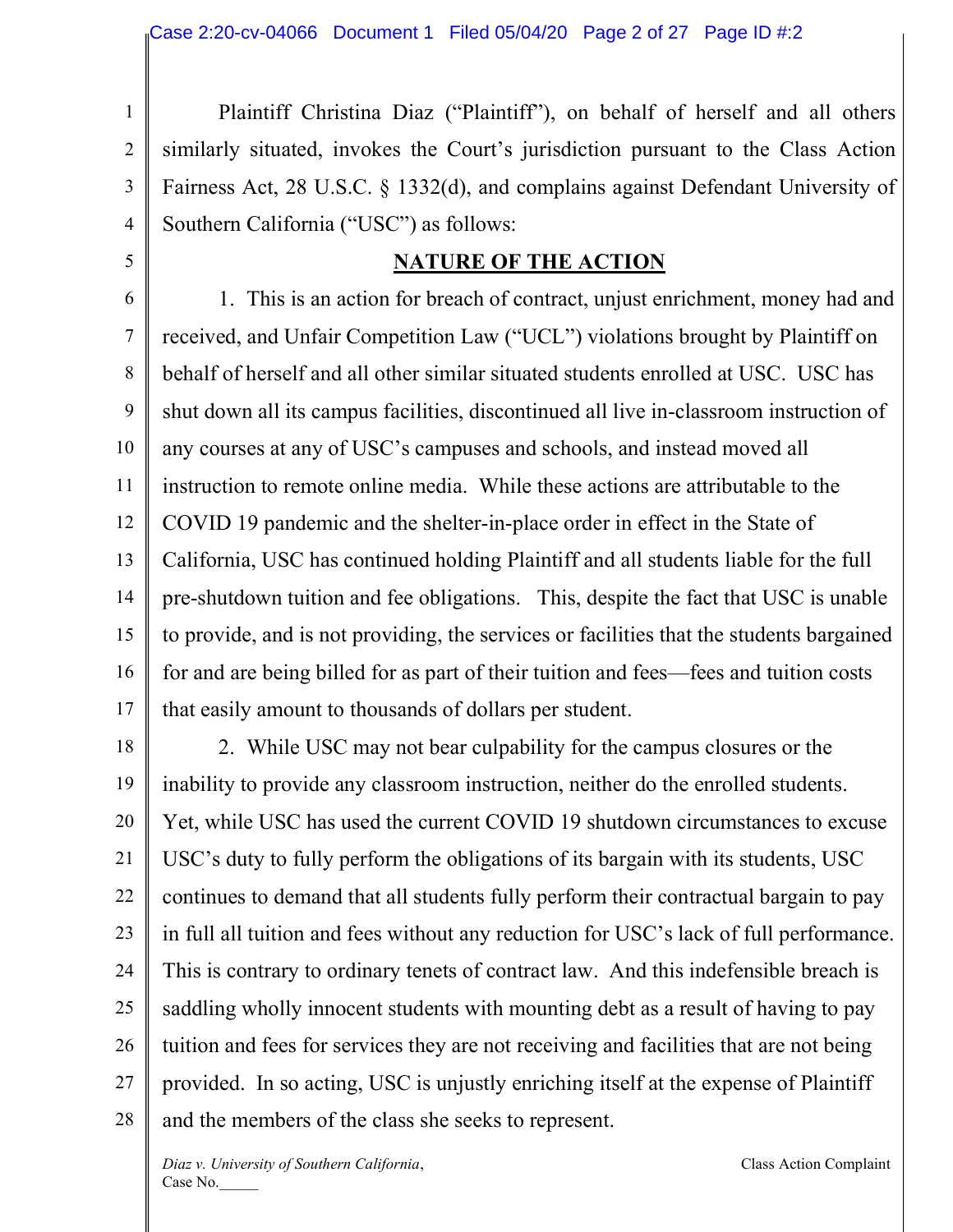Plaintiff Christina Diaz ("Plaintiff"), on behalf of herself and all others similarly situated, invokes the Court's jurisdiction pursuant to the Class Action Fairness Act, 28 U.S.C. § 1332(d), and complains against Defendant University of Southern California ("USC") as follows:

## NATURE OF THE ACTION

1. This is an action for breach of contract, unjust enrichment, money had and received, and Unfair Competition Law ("UCL") violations brought by Plaintiff on behalf of herself and all other similar situated students enrolled at USC. USC has shut down all its campus facilities, discontinued all live in-classroom instruction of any courses at any of USC's campuses and schools, and instead moved all instruction to remote online media. While these actions are attributable to the COVID 19 pandemic and the shelter-in-place order in effect in the State of California, USC has continued holding Plaintiff and all students liable for the full pre-shutdown tuition and fee obligations. This, despite the fact that USC is unable to provide, and is not providing, the services or facilities that the students bargained for and are being billed for as part of their tuition and fees—fees and tuition costs that easily amount to thousands of dollars per student.

2. While USC may not bear culpability for the campus closures or the inability to provide any classroom instruction, neither do the enrolled students. Yet, while USC has used the current COVID 19 shutdown circumstances to excuse USC's duty to fully perform the obligations of its bargain with its students, USC continues to demand that all students fully perform their contractual bargain to pay in full all tuition and fees without any reduction for USC's lack of full performance. This is contrary to ordinary tenets of contract law. And this indefensible breach is saddling wholly innocent students with mounting debt as a result of having to pay tuition and fees for services they are not receiving and facilities that are not being provided. In so acting, USC is unjustly enriching itself at the expense of Plaintiff and the members of the class she seeks to represent.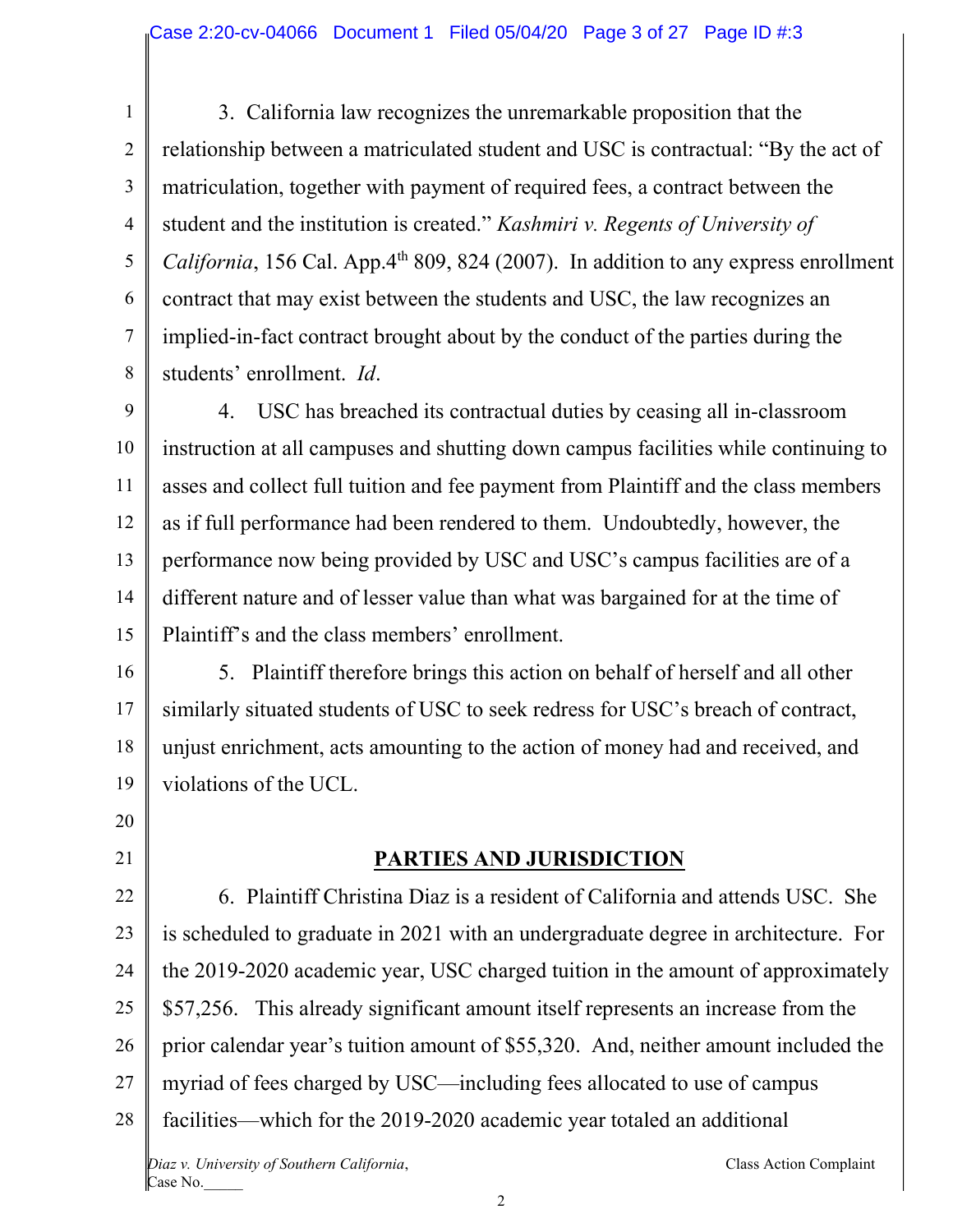3. California law recognizes the unremarkable proposition that the relationship between a matriculated student and USC is contractual: "By the act of matriculation, together with payment of required fees, a contract between the student and the institution is created." *Kashmiri v. Regents of University of California*, 156 Cal. App.4th 809, 824 (2007). In addition to any express enrollment contract that may exist between the students and USC, the law recognizes an implied-in-fact contract brought about by the conduct of the parties during the students' enrollment. *Id*.

4. USC has breached its contractual duties by ceasing all in-classroom instruction at all campuses and shutting down campus facilities while continuing to asses and collect full tuition and fee payment from Plaintiff and the class members as if full performance had been rendered to them. Undoubtedly, however, the performance now being provided by USC and USC's campus facilities are of a different nature and of lesser value than what was bargained for at the time of Plaintiff's and the class members' enrollment.

5. Plaintiff therefore brings this action on behalf of herself and all other similarly situated students of USC to seek redress for USC's breach of contract, unjust enrichment, acts amounting to the action of money had and received, and violations of the UCL.

## PARTIES AND JURISDICTION

6. Plaintiff Christina Diaz is a resident of California and attends USC. She is scheduled to graduate in 2021 with an undergraduate degree in architecture. For the 2019-2020 academic year, USC charged tuition in the amount of approximately $57,256. This already significant amount itself represents an increase from the prior calendar year's tuition amount of $55,320. And, neither amount included the myriad of fees charged by USC—including fees allocated to use of campus facilities—which for the 2019-2020 academic year totaled an additional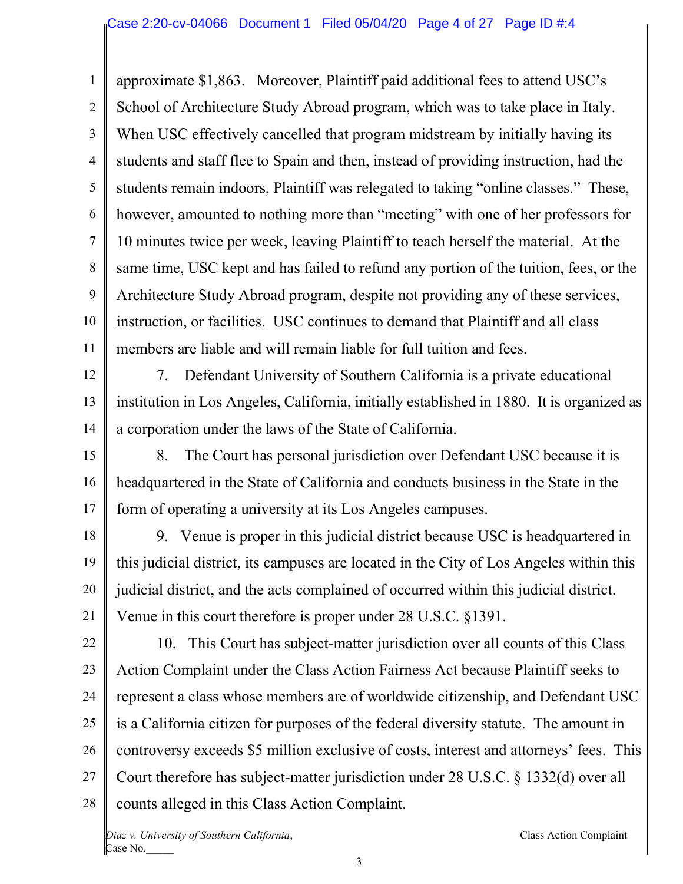approximate $1,863. Moreover, Plaintiff paid additional fees to attend USC's School of Architecture Study Abroad program, which was to take place in Italy. When USC effectively cancelled that program midstream by initially having its students and staff flee to Spain and then, instead of providing instruction, had the students remain indoors, Plaintiff was relegated to taking "online classes." These, however, amounted to nothing more than "meeting" with one of her professors for 10 minutes twice per week, leaving Plaintiff to teach herself the material. At the same time, USC kept and has failed to refund any portion of the tuition, fees, or the Architecture Study Abroad program, despite not providing any of these services, instruction, or facilities. USC continues to demand that Plaintiff and all class members are liable and will remain liable for full tuition and fees.

7. Defendant University of Southern California is a private educational institution in Los Angeles, California, initially established in 1880. It is organized as a corporation under the laws of the State of California.

8. The Court has personal jurisdiction over Defendant USC because it is headquartered in the State of California and conducts business in the State in the form of operating a university at its Los Angeles campuses.

9. Venue is proper in this judicial district because USC is headquartered in this judicial district, its campuses are located in the City of Los Angeles within this judicial district, and the acts complained of occurred within this judicial district. Venue in this court therefore is proper under 28 U.S.C. §1391.

10. This Court has subject-matter jurisdiction over all counts of this Class Action Complaint under the Class Action Fairness Act because Plaintiff seeks to represent a class whose members are of worldwide citizenship, and Defendant USC is a California citizen for purposes of the federal diversity statute. The amount in controversy exceeds $5 million exclusive of costs, interest and attorneys' fees. This Court therefore has subject-matter jurisdiction under 28 U.S.C. § 1332(d) over all counts alleged in this Class Action Complaint.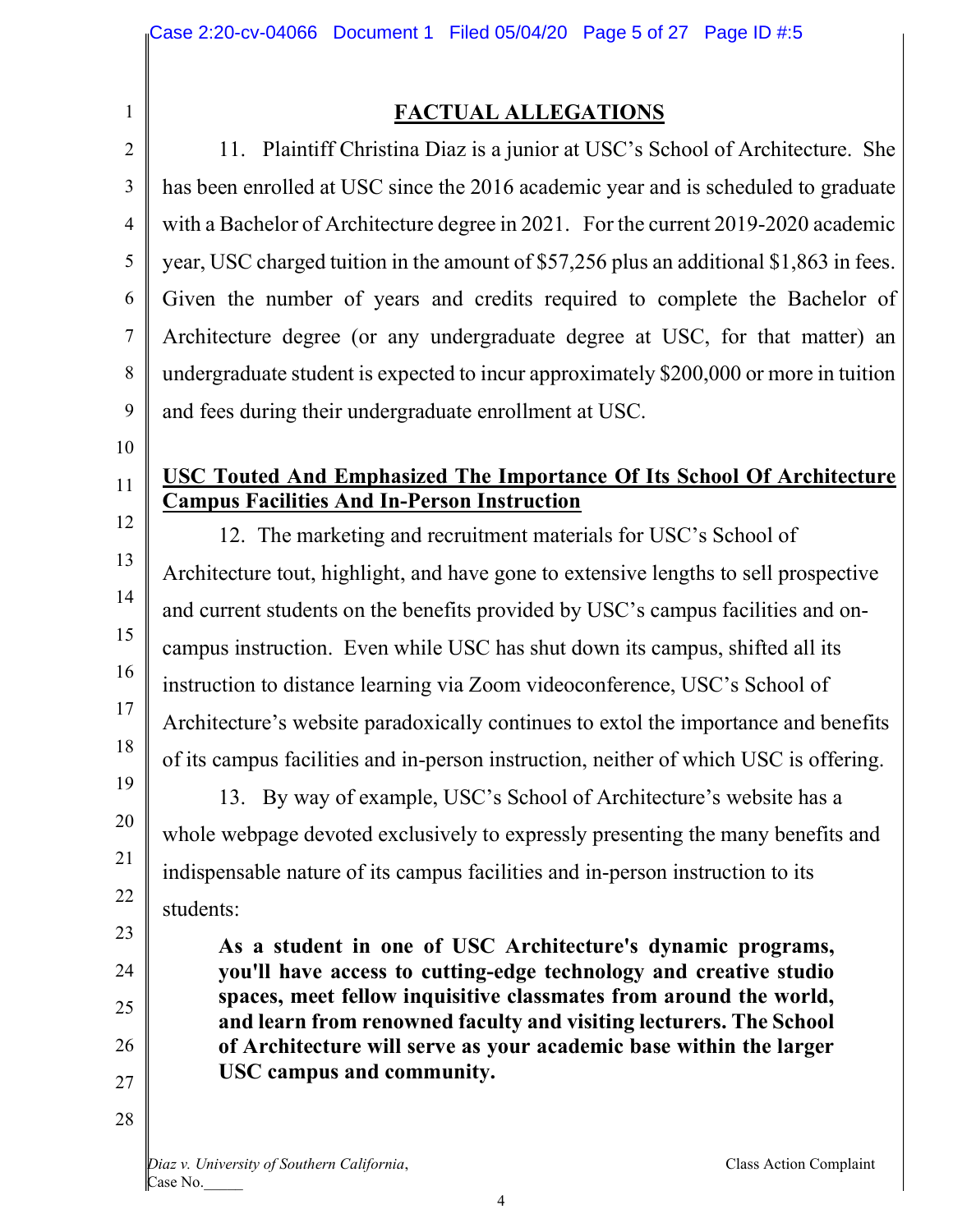## FACTUAL ALLEGATIONS

11. Plaintiff Christina Diaz is a junior at USC's School of Architecture. She has been enrolled at USC since the 2016 academic year and is scheduled to graduate with a Bachelor of Architecture degree in 2021. For the current 2019-2020 academic year, USC charged tuition in the amount of $57,256 plus an additional $1,863 in fees. Given the number of years and credits required to complete the Bachelor of Architecture degree (or any undergraduate degree at USC, for that matter) an undergraduate student is expected to incur approximately $200,000 or more in tuition and fees during their undergraduate enrollment at USC.

**USC Touted And Emphasized The Importance Of Its School Of Architecture Campus Facilities And In-Person Instruction**

12. The marketing and recruitment materials for USC's School of Architecture tout, highlight, and have gone to extensive lengths to sell prospective and current students on the benefits provided by USC's campus facilities and on-campus instruction. Even while USC has shut down its campus, shifted all its instruction to distance learning via Zoom videoconference, USC's School of Architecture's website paradoxically continues to extol the importance and benefits of its campus facilities and in-person instruction, neither of which USC is offering.

13. By way of example, USC's School of Architecture's website has a whole webpage devoted exclusively to expressly presenting the many benefits and indispensable nature of its campus facilities and in-person instruction to its students:

> **As a student in one of USC Architecture's dynamic programs, you'll have access to cutting-edge technology and creative studio spaces, meet fellow inquisitive classmates from around the world, and learn from renowned faculty and visiting lecturers. The School of Architecture will serve as your academic base within the larger USC campus and community.**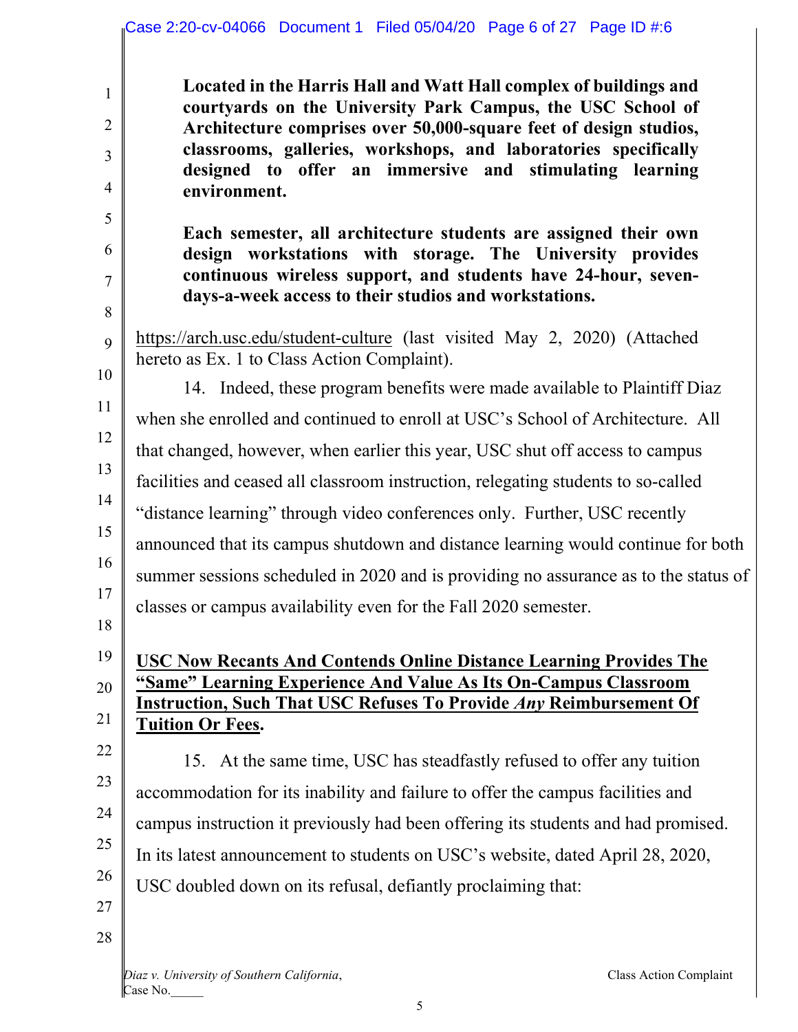> **Located in the Harris Hall and Watt Hall complex of buildings and courtyards on the University Park Campus, the USC School of Architecture comprises over 50,000-square feet of design studios, classrooms, galleries, workshops, and laboratories specifically designed to offer an immersive and stimulating learning environment.**
>
> **Each semester, all architecture students are assigned their own design workstations with storage. The University provides continuous wireless support, and students have 24-hour, seven-days-a-week access to their studios and workstations.**

https://arch.usc.edu/student-culture (last visited May 2, 2020) (Attached hereto as Ex. 1 to Class Action Complaint).

14. Indeed, these program benefits were made available to Plaintiff Diaz when she enrolled and continued to enroll at USC's School of Architecture. All that changed, however, when earlier this year, USC shut off access to campus facilities and ceased all classroom instruction, relegating students to so-called "distance learning" through video conferences only. Further, USC recently announced that its campus shutdown and distance learning would continue for both summer sessions scheduled in 2020 and is providing no assurance as to the status of classes or campus availability even for the Fall 2020 semester.

**<u>USC Now Recants And Contends Online Distance Learning Provides The "Same" Learning Experience And Value As Its On-Campus Classroom Instruction, Such That USC Refuses To Provide *Any* Reimbursement Of Tuition Or Fees</u>.**

15. At the same time, USC has steadfastly refused to offer any tuition accommodation for its inability and failure to offer the campus facilities and campus instruction it previously had been offering its students and had promised. In its latest announcement to students on USC's website, dated April 28, 2020, USC doubled down on its refusal, defiantly proclaiming that: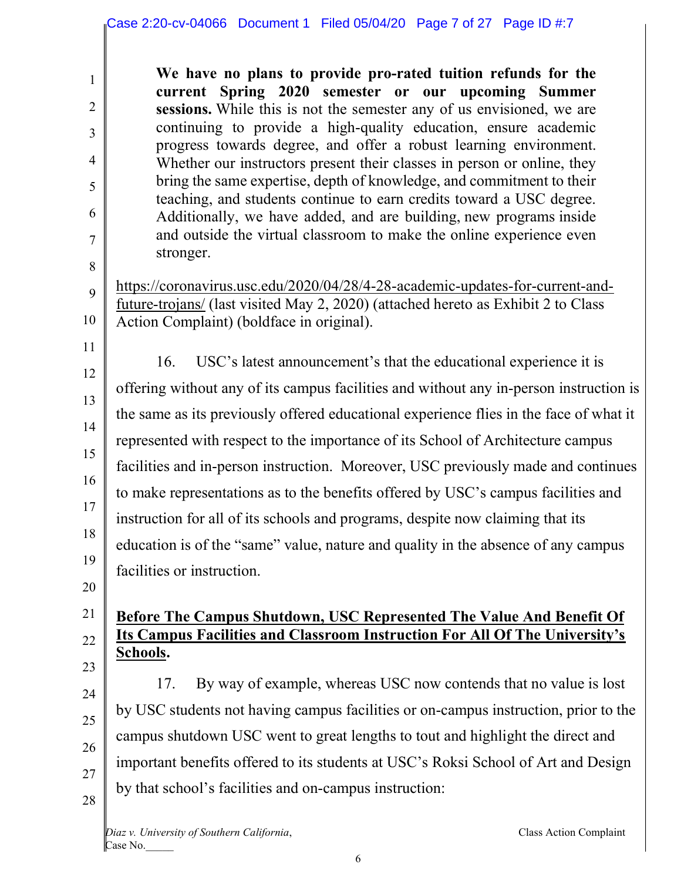> **We have no plans to provide pro-rated tuition refunds for the current Spring 2020 semester or our upcoming Summer sessions.** While this is not the semester any of us envisioned, we are continuing to provide a high-quality education, ensure academic progress towards degree, and offer a robust learning environment. Whether our instructors present their classes in person or online, they bring the same expertise, depth of knowledge, and commitment to their teaching, and students continue to earn credits toward a USC degree. Additionally, we have added, and are building, new programs inside and outside the virtual classroom to make the online experience even stronger.

https://coronavirus.usc.edu/2020/04/28/4-28-academic-updates-for-current-and-future-trojans/ (last visited May 2, 2020) (attached hereto as Exhibit 2 to Class Action Complaint) (boldface in original).

16. USC's latest announcement's that the educational experience it is offering without any of its campus facilities and without any in-person instruction is the same as its previously offered educational experience flies in the face of what it represented with respect to the importance of its School of Architecture campus facilities and in-person instruction. Moreover, USC previously made and continues to make representations as to the benefits offered by USC's campus facilities and instruction for all of its schools and programs, despite now claiming that its education is of the "same" value, nature and quality in the absence of any campus facilities or instruction.

## Before The Campus Shutdown, USC Represented The Value And Benefit Of Its Campus Facilities and Classroom Instruction For All Of The University's Schools.

17. By way of example, whereas USC now contends that no value is lost by USC students not having campus facilities or on-campus instruction, prior to the campus shutdown USC went to great lengths to tout and highlight the direct and important benefits offered to its students at USC's Roksi School of Art and Design by that school's facilities and on-campus instruction: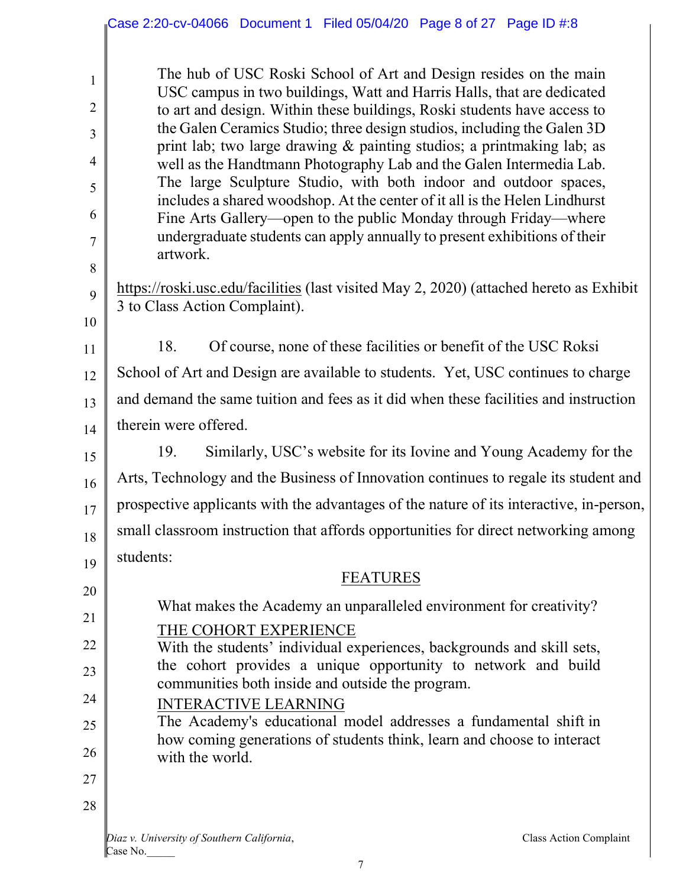> The hub of USC Roski School of Art and Design resides on the main USC campus in two buildings, Watt and Harris Halls, that are dedicated to art and design. Within these buildings, Roski students have access to the Galen Ceramics Studio; three design studios, including the Galen 3D print lab; two large drawing & painting studios; a printmaking lab; as well as the Handtmann Photography Lab and the Galen Intermedia Lab. The large Sculpture Studio, with both indoor and outdoor spaces, includes a shared woodshop. At the center of it all is the Helen Lindhurst Fine Arts Gallery—open to the public Monday through Friday—where undergraduate students can apply annually to present exhibitions of their artwork.

https://roski.usc.edu/facilities (last visited May 2, 2020) (attached hereto as Exhibit 3 to Class Action Complaint).

18. Of course, none of these facilities or benefit of the USC Roksi School of Art and Design are available to students. Yet, USC continues to charge and demand the same tuition and fees as it did when these facilities and instruction therein were offered.

19. Similarly, USC's website for its Iovine and Young Academy for the Arts, Technology and the Business of Innovation continues to regale its student and prospective applicants with the advantages of the nature of its interactive, in-person, small classroom instruction that affords opportunities for direct networking among students:

> FEATURES
>
> What makes the Academy an unparalleled environment for creativity?
>
> THE COHORT EXPERIENCE
>
> With the students' individual experiences, backgrounds and skill sets, the cohort provides a unique opportunity to network and build communities both inside and outside the program.
>
> INTERACTIVE LEARNING
>
> The Academy's educational model addresses a fundamental shift in how coming generations of students think, learn and choose to interact with the world.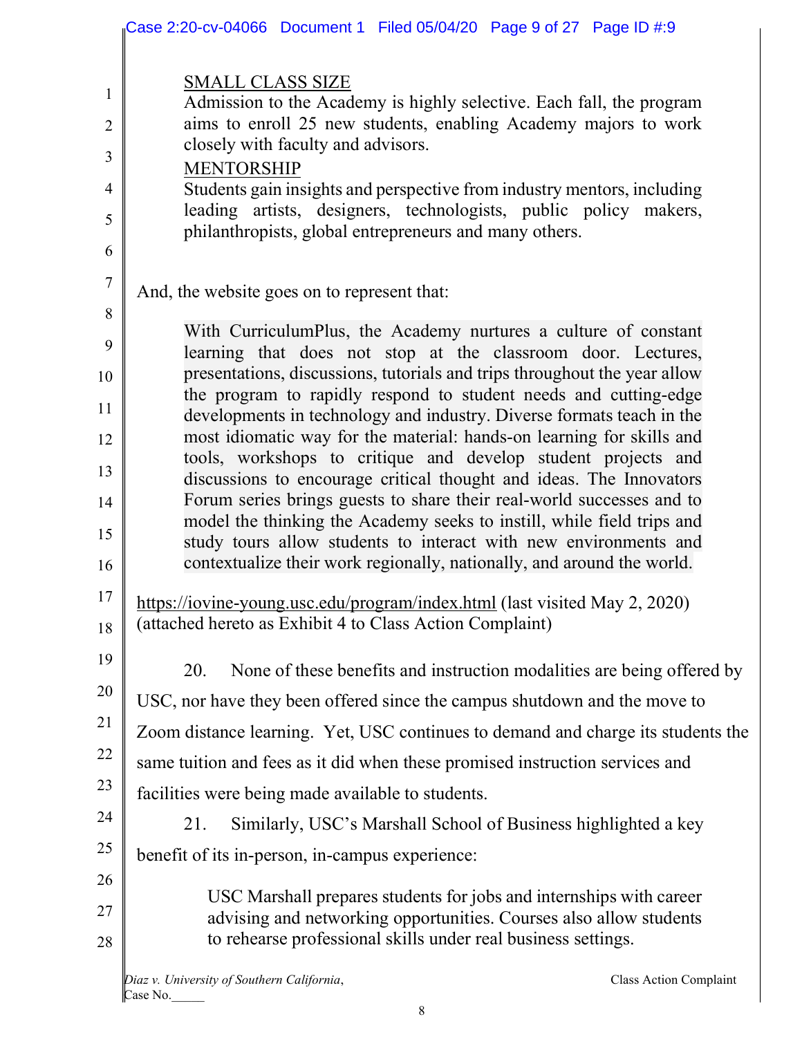> <u>SMALL CLASS SIZE</u>
> Admission to the Academy is highly selective. Each fall, the program aims to enroll 25 new students, enabling Academy majors to work closely with faculty and advisors.
>
> <u>MENTORSHIP</u>
> Students gain insights and perspective from industry mentors, including leading artists, designers, technologists, public policy makers, philanthropists, global entrepreneurs and many others.

And, the website goes on to represent that:

> With CurriculumPlus, the Academy nurtures a culture of constant learning that does not stop at the classroom door. Lectures, presentations, discussions, tutorials and trips throughout the year allow the program to rapidly respond to student needs and cutting-edge developments in technology and industry. Diverse formats teach in the most idiomatic way for the material: hands-on learning for skills and tools, workshops to critique and develop student projects and discussions to encourage critical thought and ideas. The Innovators Forum series brings guests to share their real-world successes and to model the thinking the Academy seeks to instill, while field trips and study tours allow students to interact with new environments and contextualize their work regionally, nationally, and around the world.

https://iovine-young.usc.edu/program/index.html (last visited May 2, 2020) (attached hereto as Exhibit 4 to Class Action Complaint)

20. None of these benefits and instruction modalities are being offered by USC, nor have they been offered since the campus shutdown and the move to Zoom distance learning. Yet, USC continues to demand and charge its students the same tuition and fees as it did when these promised instruction services and facilities were being made available to students.

21. Similarly, USC's Marshall School of Business highlighted a key benefit of its in-person, in-campus experience:

> USC Marshall prepares students for jobs and internships with career advising and networking opportunities. Courses also allow students to rehearse professional skills under real business settings.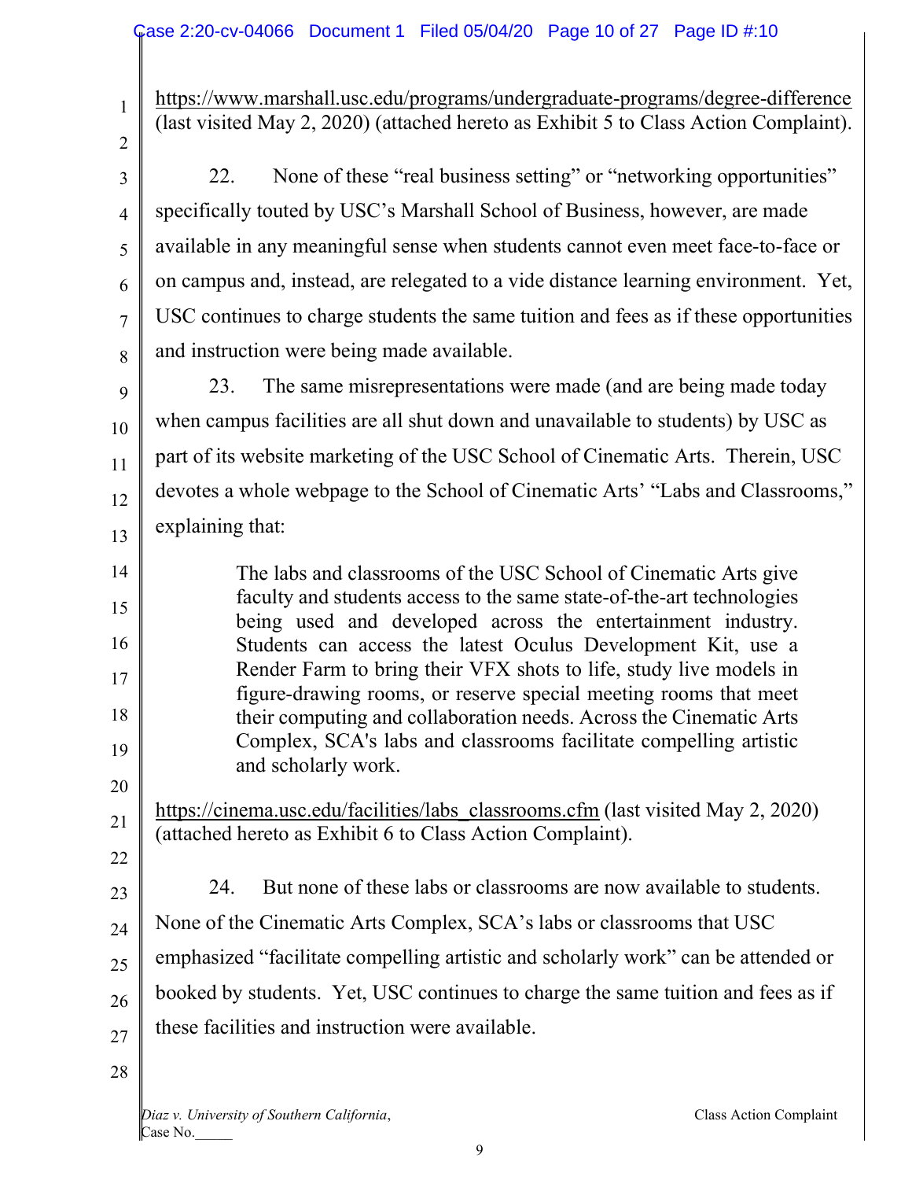https://www.marshall.usc.edu/programs/undergraduate-programs/degree-difference (last visited May 2, 2020) (attached hereto as Exhibit 5 to Class Action Complaint).

22. None of these "real business setting" or "networking opportunities" specifically touted by USC's Marshall School of Business, however, are made available in any meaningful sense when students cannot even meet face-to-face or on campus and, instead, are relegated to a vide distance learning environment. Yet, USC continues to charge students the same tuition and fees as if these opportunities and instruction were being made available.

23. The same misrepresentations were made (and are being made today when campus facilities are all shut down and unavailable to students) by USC as part of its website marketing of the USC School of Cinematic Arts. Therein, USC devotes a whole webpage to the School of Cinematic Arts' "Labs and Classrooms," explaining that:

> The labs and classrooms of the USC School of Cinematic Arts give faculty and students access to the same state-of-the-art technologies being used and developed across the entertainment industry. Students can access the latest Oculus Development Kit, use a Render Farm to bring their VFX shots to life, study live models in figure-drawing rooms, or reserve special meeting rooms that meet their computing and collaboration needs. Across the Cinematic Arts Complex, SCA's labs and classrooms facilitate compelling artistic and scholarly work.

https://cinema.usc.edu/facilities/labs_classrooms.cfm (last visited May 2, 2020) (attached hereto as Exhibit 6 to Class Action Complaint).

24. But none of these labs or classrooms are now available to students. None of the Cinematic Arts Complex, SCA's labs or classrooms that USC emphasized "facilitate compelling artistic and scholarly work" can be attended or booked by students. Yet, USC continues to charge the same tuition and fees as if these facilities and instruction were available.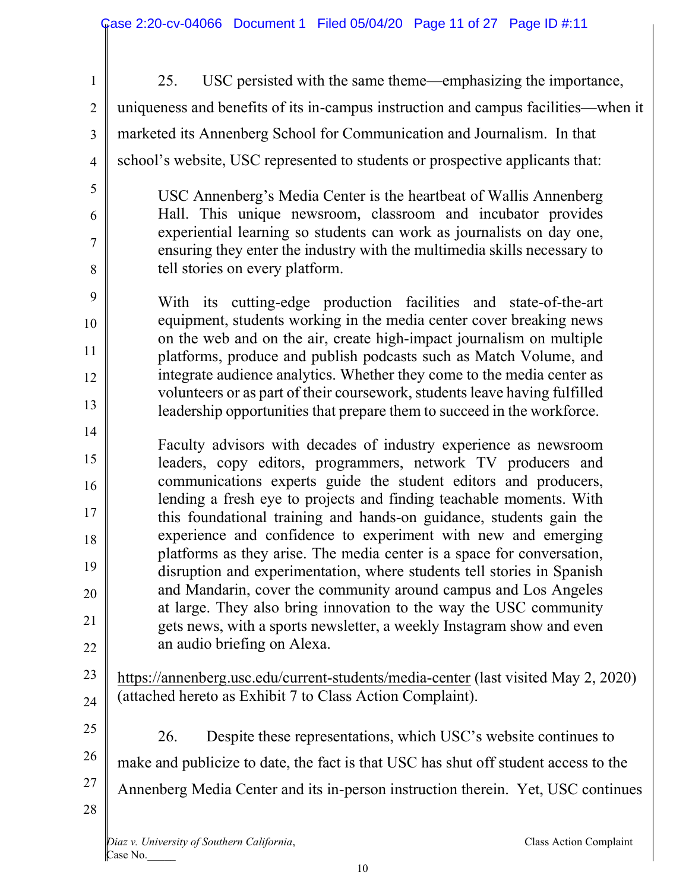25. USC persisted with the same theme—emphasizing the importance, uniqueness and benefits of its in-campus instruction and campus facilities—when it marketed its Annenberg School for Communication and Journalism. In that school's website, USC represented to students or prospective applicants that:

> USC Annenberg's Media Center is the heartbeat of Wallis Annenberg Hall. This unique newsroom, classroom and incubator provides experiential learning so students can work as journalists on day one, ensuring they enter the industry with the multimedia skills necessary to tell stories on every platform.
>
> With its cutting-edge production facilities and state-of-the-art equipment, students working in the media center cover breaking news on the web and on the air, create high-impact journalism on multiple platforms, produce and publish podcasts such as Match Volume, and integrate audience analytics. Whether they come to the media center as volunteers or as part of their coursework, students leave having fulfilled leadership opportunities that prepare them to succeed in the workforce.
>
> Faculty advisors with decades of industry experience as newsroom leaders, copy editors, programmers, network TV producers and communications experts guide the student editors and producers, lending a fresh eye to projects and finding teachable moments. With this foundational training and hands-on guidance, students gain the experience and confidence to experiment with new and emerging platforms as they arise. The media center is a space for conversation, disruption and experimentation, where students tell stories in Spanish and Mandarin, cover the community around campus and Los Angeles at large. They also bring innovation to the way the USC community gets news, with a sports newsletter, a weekly Instagram show and even an audio briefing on Alexa.

https://annenberg.usc.edu/current-students/media-center (last visited May 2, 2020) (attached hereto as Exhibit 7 to Class Action Complaint).

26. Despite these representations, which USC's website continues to make and publicize to date, the fact is that USC has shut off student access to the Annenberg Media Center and its in-person instruction therein. Yet, USC continues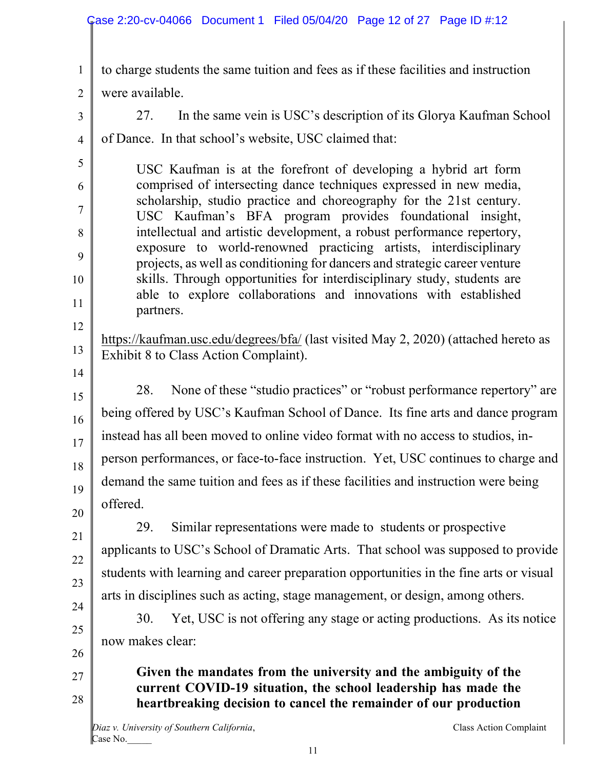to charge students the same tuition and fees as if these facilities and instruction were available.

27. In the same vein is USC's description of its Glorya Kaufman School of Dance. In that school's website, USC claimed that:

> USC Kaufman is at the forefront of developing a hybrid art form comprised of intersecting dance techniques expressed in new media, scholarship, studio practice and choreography for the 21st century. USC Kaufman's BFA program provides foundational insight, intellectual and artistic development, a robust performance repertory, exposure to world-renowned practicing artists, interdisciplinary projects, as well as conditioning for dancers and strategic career venture skills. Through opportunities for interdisciplinary study, students are able to explore collaborations and innovations with established partners.

https://kaufman.usc.edu/degrees/bfa/ (last visited May 2, 2020) (attached hereto as Exhibit 8 to Class Action Complaint).

28. None of these "studio practices" or "robust performance repertory" are being offered by USC's Kaufman School of Dance. Its fine arts and dance program instead has all been moved to online video format with no access to studios, in-person performances, or face-to-face instruction. Yet, USC continues to charge and demand the same tuition and fees as if these facilities and instruction were being offered.

29. Similar representations were made to students or prospective applicants to USC's School of Dramatic Arts. That school was supposed to provide students with learning and career preparation opportunities in the fine arts or visual arts in disciplines such as acting, stage management, or design, among others.

30. Yet, USC is not offering any stage or acting productions. As its notice now makes clear:

> **Given the mandates from the university and the ambiguity of the current COVID-19 situation, the school leadership has made the heartbreaking decision to cancel the remainder of our production**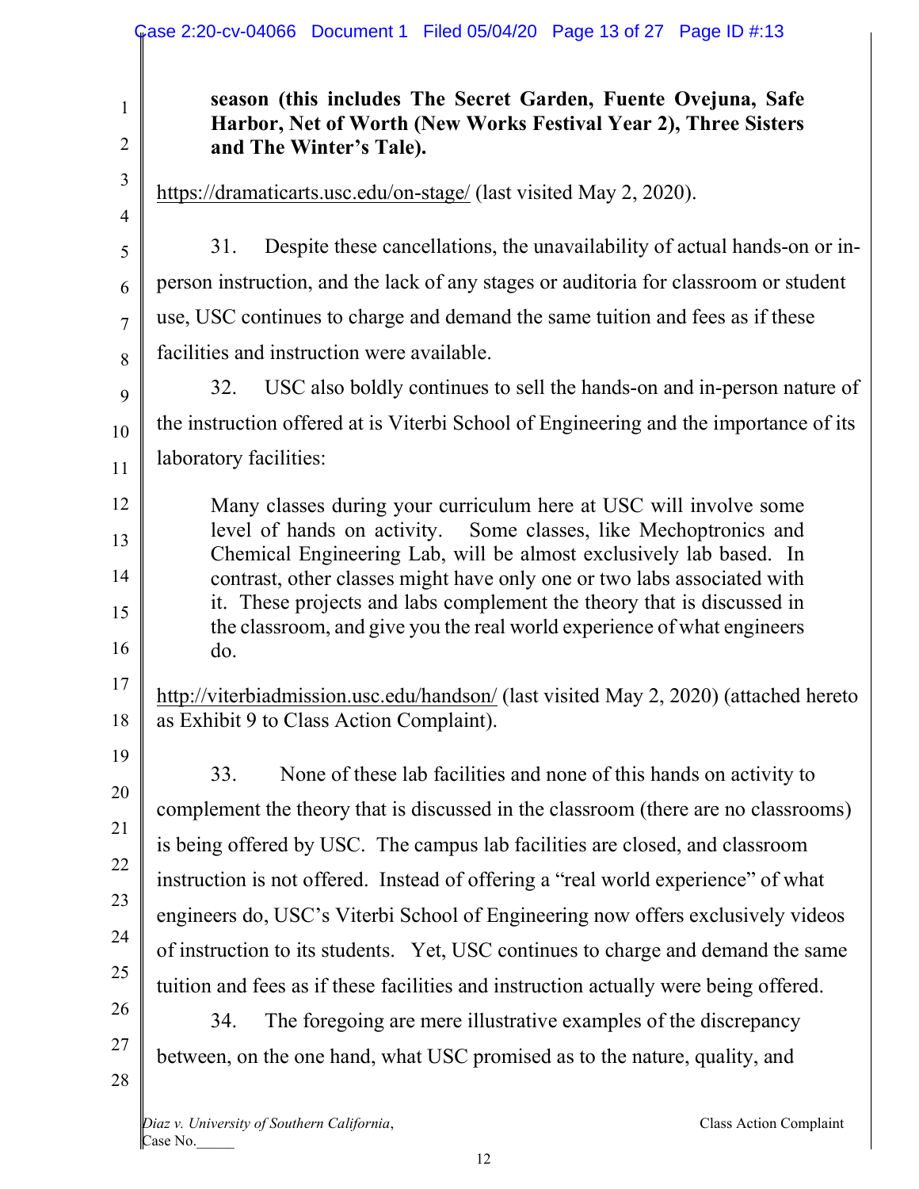**season (this includes The Secret Garden, Fuente Ovejuna, Safe Harbor, Net of Worth (New Works Festival Year 2), Three Sisters and The Winter's Tale).**

https://dramaticarts.usc.edu/on-stage/ (last visited May 2, 2020).

31. Despite these cancellations, the unavailability of actual hands-on or in-person instruction, and the lack of any stages or auditoria for classroom or student use, USC continues to charge and demand the same tuition and fees as if these facilities and instruction were available.

32. USC also boldly continues to sell the hands-on and in-person nature of the instruction offered at is Viterbi School of Engineering and the importance of its laboratory facilities:

> Many classes during your curriculum here at USC will involve some level of hands on activity. Some classes, like Mechoptronics and Chemical Engineering Lab, will be almost exclusively lab based. In contrast, other classes might have only one or two labs associated with it. These projects and labs complement the theory that is discussed in the classroom, and give you the real world experience of what engineers do.

http://viterbiadmission.usc.edu/handson/ (last visited May 2, 2020) (attached hereto as Exhibit 9 to Class Action Complaint).

33. None of these lab facilities and none of this hands on activity to complement the theory that is discussed in the classroom (there are no classrooms) is being offered by USC. The campus lab facilities are closed, and classroom instruction is not offered. Instead of offering a "real world experience" of what engineers do, USC's Viterbi School of Engineering now offers exclusively videos of instruction to its students. Yet, USC continues to charge and demand the same tuition and fees as if these facilities and instruction actually were being offered.

34. The foregoing are mere illustrative examples of the discrepancy between, on the one hand, what USC promised as to the nature, quality, and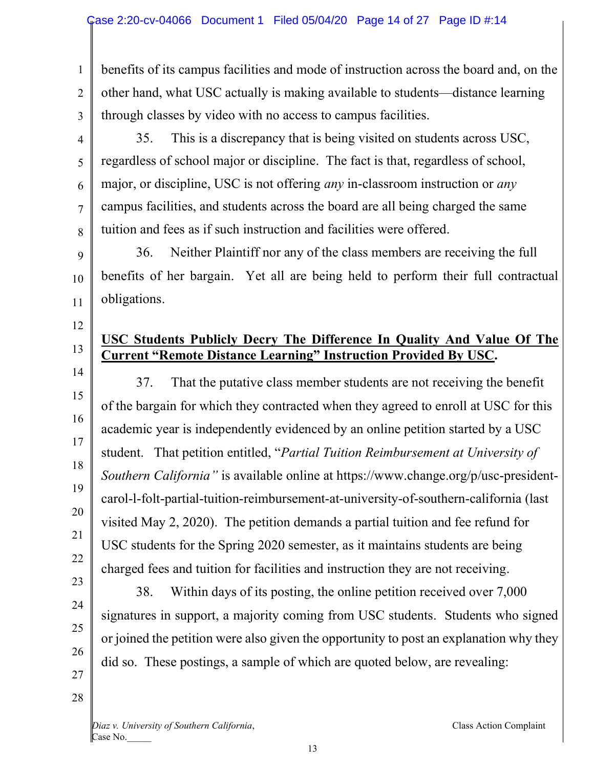benefits of its campus facilities and mode of instruction across the board and, on the other hand, what USC actually is making available to students—distance learning through classes by video with no access to campus facilities.

35. This is a discrepancy that is being visited on students across USC, regardless of school major or discipline. The fact is that, regardless of school, major, or discipline, USC is not offering *any* in-classroom instruction or *any* campus facilities, and students across the board are all being charged the same tuition and fees as if such instruction and facilities were offered.

36. Neither Plaintiff nor any of the class members are receiving the full benefits of her bargain. Yet all are being held to perform their full contractual obligations.

**USC Students Publicly Decry The Difference In Quality And Value Of The Current "Remote Distance Learning" Instruction Provided By USC.**

37. That the putative class member students are not receiving the benefit of the bargain for which they contracted when they agreed to enroll at USC for this academic year is independently evidenced by an online petition started by a USC student. That petition entitled, "*Partial Tuition Reimbursement at University of Southern California"* is available online at https://www.change.org/p/usc-president-carol-l-folt-partial-tuition-reimbursement-at-university-of-southern-california (last visited May 2, 2020). The petition demands a partial tuition and fee refund for USC students for the Spring 2020 semester, as it maintains students are being charged fees and tuition for facilities and instruction they are not receiving.

38. Within days of its posting, the online petition received over 7,000 signatures in support, a majority coming from USC students. Students who signed or joined the petition were also given the opportunity to post an explanation why they did so. These postings, a sample of which are quoted below, are revealing: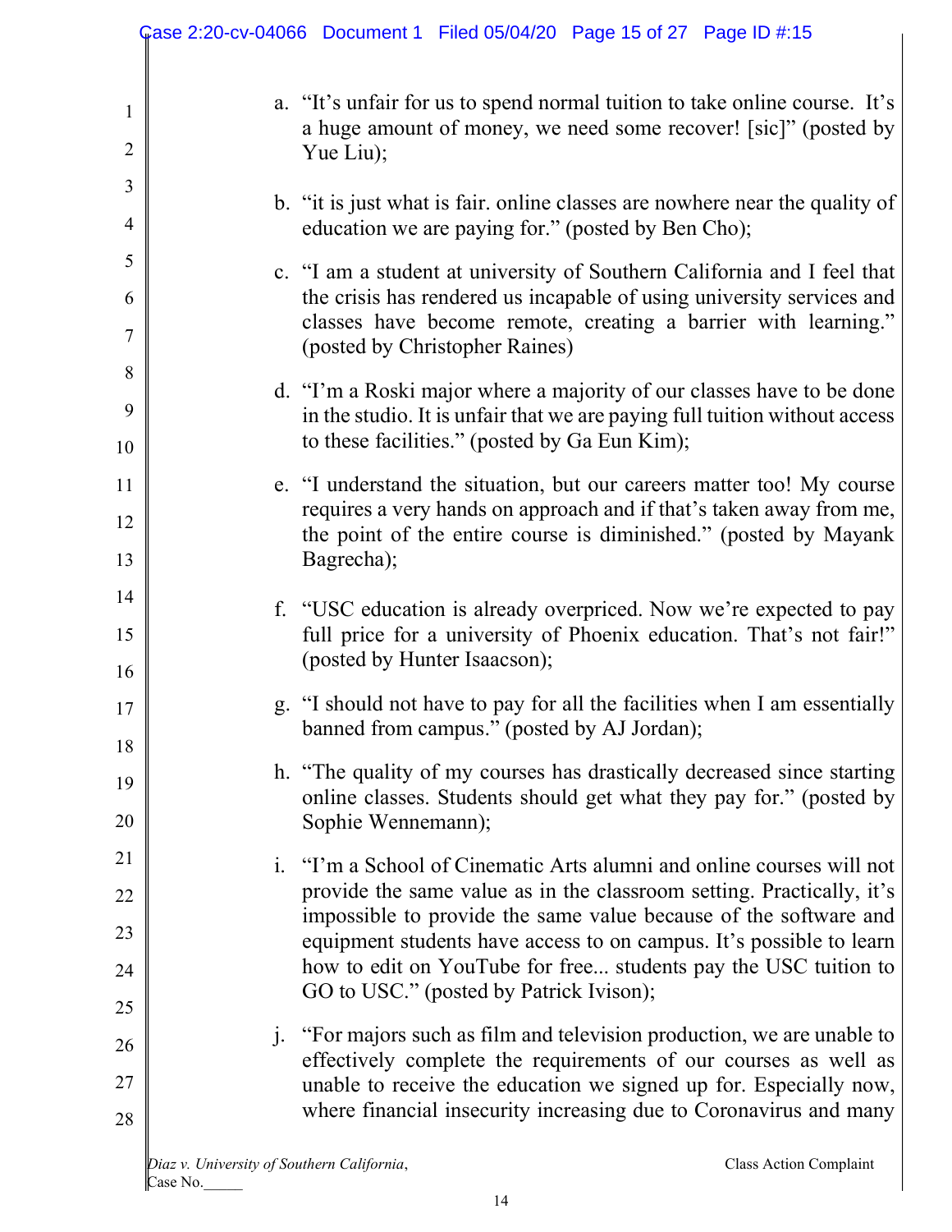a. "It's unfair for us to spend normal tuition to take online course. It's a huge amount of money, we need some recover! [sic]" (posted by Yue Liu);

b. "it is just what is fair. online classes are nowhere near the quality of education we are paying for." (posted by Ben Cho);

c. "I am a student at university of Southern California and I feel that the crisis has rendered us incapable of using university services and classes have become remote, creating a barrier with learning." (posted by Christopher Raines)

d. "I'm a Roski major where a majority of our classes have to be done in the studio. It is unfair that we are paying full tuition without access to these facilities." (posted by Ga Eun Kim);

e. "I understand the situation, but our careers matter too! My course requires a very hands on approach and if that's taken away from me, the point of the entire course is diminished." (posted by Mayank Bagrecha);

f. "USC education is already overpriced. Now we're expected to pay full price for a university of Phoenix education. That's not fair!" (posted by Hunter Isaacson);

g. "I should not have to pay for all the facilities when I am essentially banned from campus." (posted by AJ Jordan);

h. "The quality of my courses has drastically decreased since starting online classes. Students should get what they pay for." (posted by Sophie Wennemann);

i. "I'm a School of Cinematic Arts alumni and online courses will not provide the same value as in the classroom setting. Practically, it's impossible to provide the same value because of the software and equipment students have access to on campus. It's possible to learn how to edit on YouTube for free... students pay the USC tuition to GO to USC." (posted by Patrick Ivison);

j. "For majors such as film and television production, we are unable to effectively complete the requirements of our courses as well as unable to receive the education we signed up for. Especially now, where financial insecurity increasing due to Coronavirus and many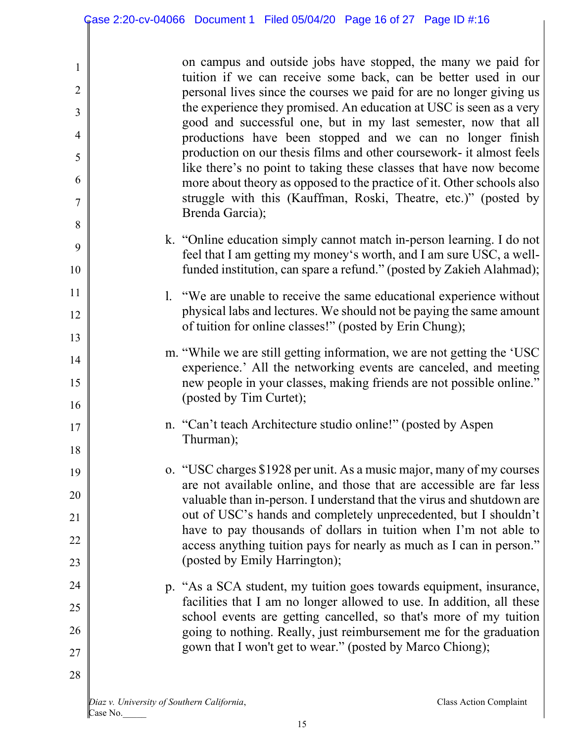on campus and outside jobs have stopped, the many we paid for tuition if we can receive some back, can be better used in our personal lives since the courses we paid for are no longer giving us the experience they promised. An education at USC is seen as a very good and successful one, but in my last semester, now that all productions have been stopped and we can no longer finish production on our thesis films and other coursework- it almost feels like there's no point to taking these classes that have now become more about theory as opposed to the practice of it. Other schools also struggle with this (Kauffman, Roski, Theatre, etc.)" (posted by Brenda Garcia);

k. "Online education simply cannot match in-person learning. I do not feel that I am getting my money's worth, and I am sure USC, a well-funded institution, can spare a refund." (posted by Zakieh Alahmad);

l. "We are unable to receive the same educational experience without physical labs and lectures. We should not be paying the same amount of tuition for online classes!" (posted by Erin Chung);

m. "While we are still getting information, we are not getting the 'USC experience.' All the networking events are canceled, and meeting new people in your classes, making friends are not possible online." (posted by Tim Curtet);

n. "Can't teach Architecture studio online!" (posted by Aspen Thurman);

o. "USC charges $1928 per unit. As a music major, many of my courses are not available online, and those that are accessible are far less valuable than in-person. I understand that the virus and shutdown are out of USC's hands and completely unprecedented, but I shouldn't have to pay thousands of dollars in tuition when I'm not able to access anything tuition pays for nearly as much as I can in person." (posted by Emily Harrington);

p. "As a SCA student, my tuition goes towards equipment, insurance, facilities that I am no longer allowed to use. In addition, all these school events are getting cancelled, so that's more of my tuition going to nothing. Really, just reimbursement me for the graduation gown that I won't get to wear." (posted by Marco Chiong);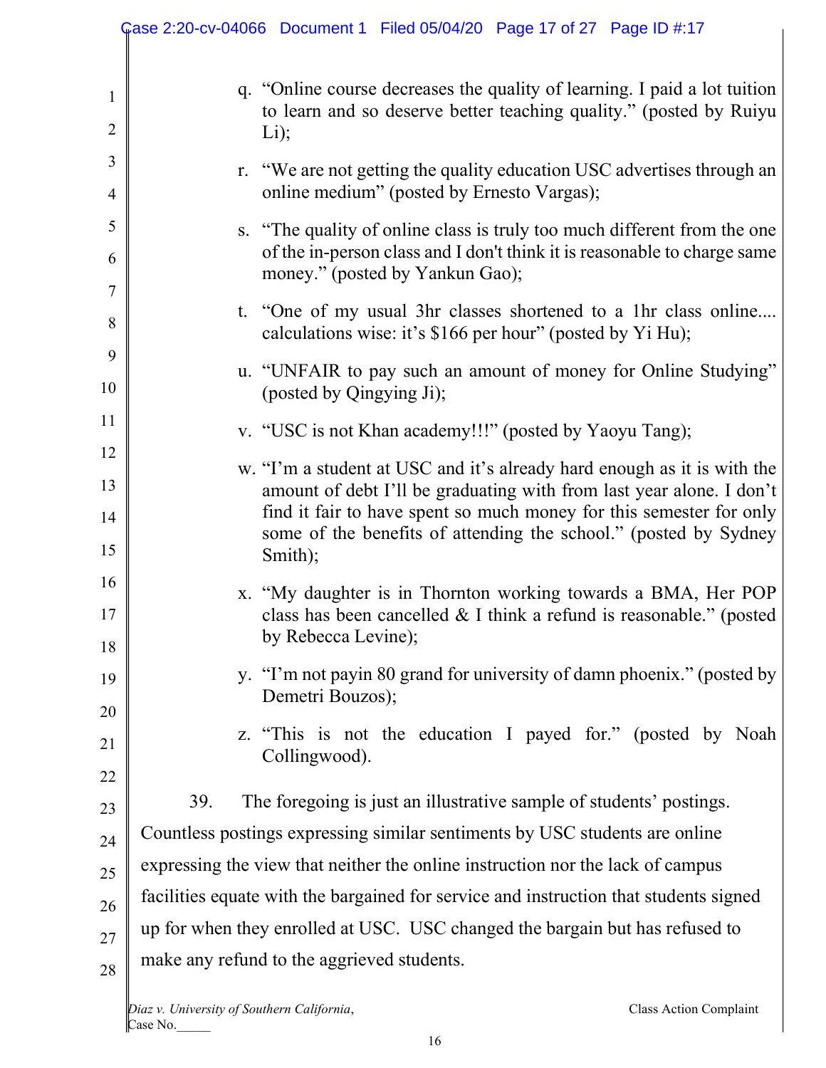q. "Online course decreases the quality of learning. I paid a lot tuition to learn and so deserve better teaching quality." (posted by Ruiyu Li);

r. "We are not getting the quality education USC advertises through an online medium" (posted by Ernesto Vargas);

s. "The quality of online class is truly too much different from the one of the in-person class and I don't think it is reasonable to charge same money." (posted by Yankun Gao);

t. "One of my usual 3hr classes shortened to a 1hr class online.... calculations wise: it's $166 per hour" (posted by Yi Hu);

u. "UNFAIR to pay such an amount of money for Online Studying" (posted by Qingying Ji);

v. "USC is not Khan academy!!!" (posted by Yaoyu Tang);

w. "I'm a student at USC and it's already hard enough as it is with the amount of debt I'll be graduating with from last year alone. I don't find it fair to have spent so much money for this semester for only some of the benefits of attending the school." (posted by Sydney Smith);

x. "My daughter is in Thornton working towards a BMA, Her POP class has been cancelled & I think a refund is reasonable." (posted by Rebecca Levine);

y. "I'm not payin 80 grand for university of damn phoenix." (posted by Demetri Bouzos);

z. "This is not the education I payed for." (posted by Noah Collingwood).

39. The foregoing is just an illustrative sample of students' postings. Countless postings expressing similar sentiments by USC students are online expressing the view that neither the online instruction nor the lack of campus facilities equate with the bargained for service and instruction that students signed up for when they enrolled at USC. USC changed the bargain but has refused to make any refund to the aggrieved students.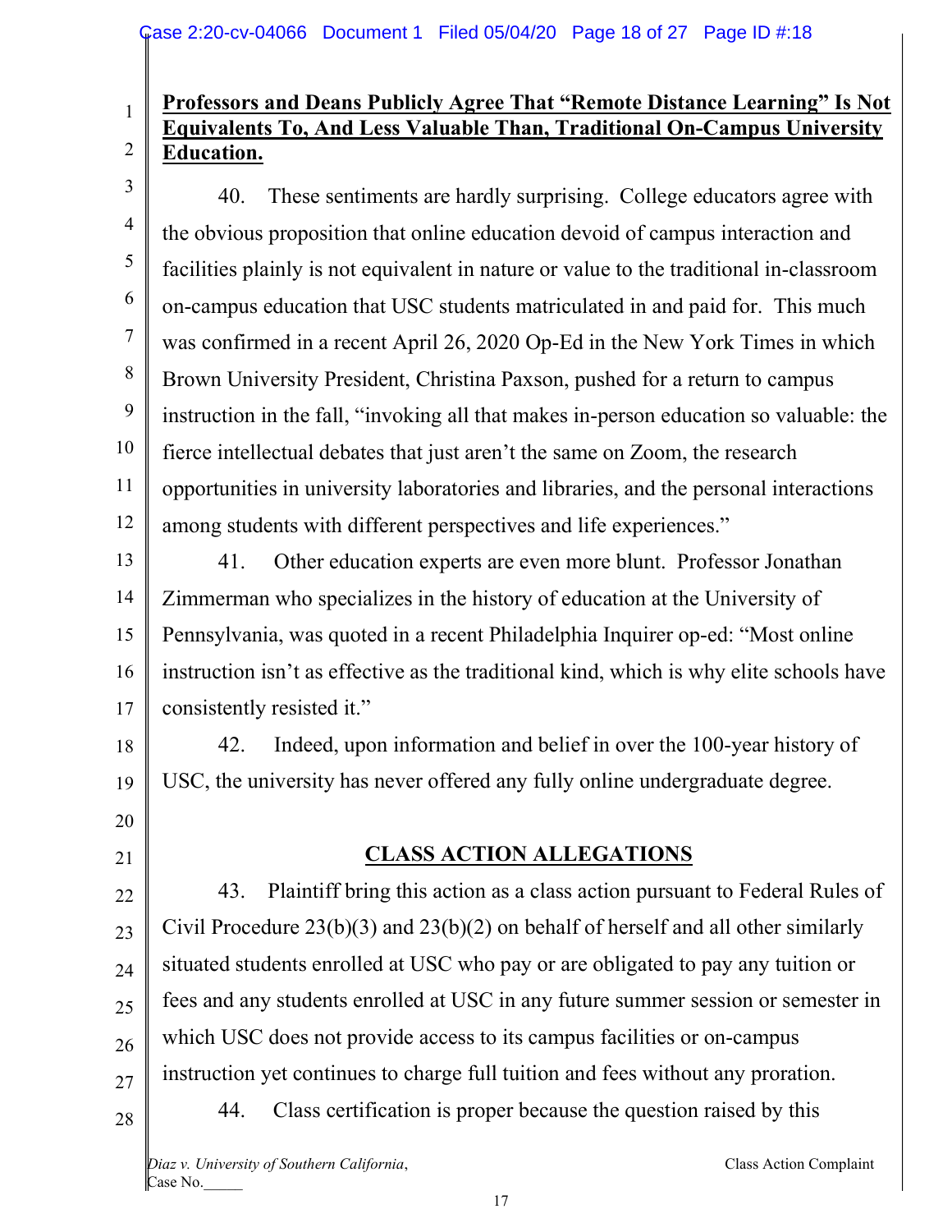**Professors and Deans Publicly Agree That "Remote Distance Learning" Is Not Equivalents To, And Less Valuable Than, Traditional On-Campus University Education.**

40. These sentiments are hardly surprising. College educators agree with the obvious proposition that online education devoid of campus interaction and facilities plainly is not equivalent in nature or value to the traditional in-classroom on-campus education that USC students matriculated in and paid for. This much was confirmed in a recent April 26, 2020 Op-Ed in the New York Times in which Brown University President, Christina Paxson, pushed for a return to campus instruction in the fall, "invoking all that makes in-person education so valuable: the fierce intellectual debates that just aren't the same on Zoom, the research opportunities in university laboratories and libraries, and the personal interactions among students with different perspectives and life experiences."

41. Other education experts are even more blunt. Professor Jonathan Zimmerman who specializes in the history of education at the University of Pennsylvania, was quoted in a recent Philadelphia Inquirer op-ed: "Most online instruction isn't as effective as the traditional kind, which is why elite schools have consistently resisted it."

42. Indeed, upon information and belief in over the 100-year history of USC, the university has never offered any fully online undergraduate degree.

**CLASS ACTION ALLEGATIONS**

43. Plaintiff bring this action as a class action pursuant to Federal Rules of Civil Procedure 23(b)(3) and 23(b)(2) on behalf of herself and all other similarly situated students enrolled at USC who pay or are obligated to pay any tuition or fees and any students enrolled at USC in any future summer session or semester in which USC does not provide access to its campus facilities or on-campus instruction yet continues to charge full tuition and fees without any proration.

44. Class certification is proper because the question raised by this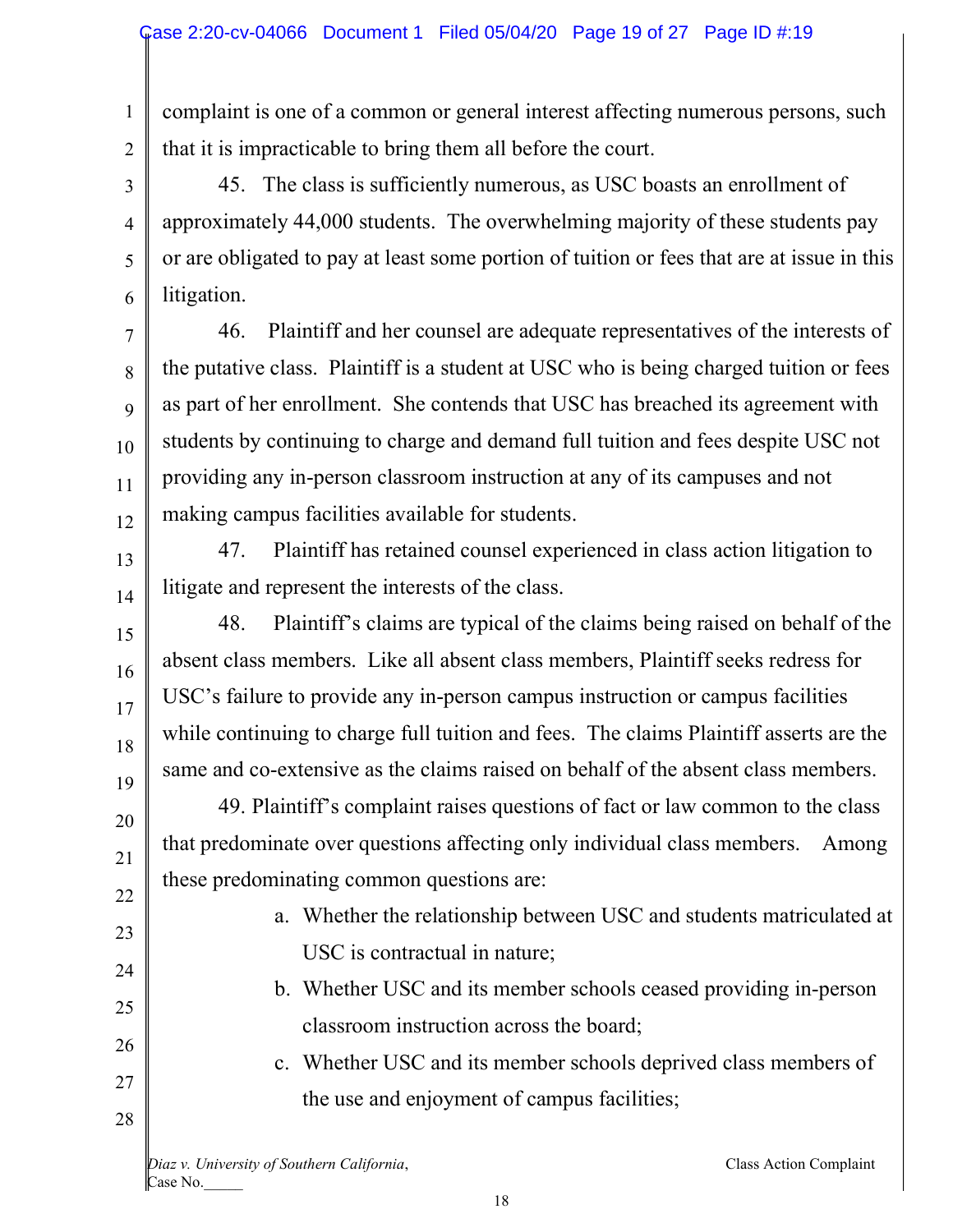complaint is one of a common or general interest affecting numerous persons, such that it is impracticable to bring them all before the court.

45. The class is sufficiently numerous, as USC boasts an enrollment of approximately 44,000 students. The overwhelming majority of these students pay or are obligated to pay at least some portion of tuition or fees that are at issue in this litigation.

46. Plaintiff and her counsel are adequate representatives of the interests of the putative class. Plaintiff is a student at USC who is being charged tuition or fees as part of her enrollment. She contends that USC has breached its agreement with students by continuing to charge and demand full tuition and fees despite USC not providing any in-person classroom instruction at any of its campuses and not making campus facilities available for students.

47. Plaintiff has retained counsel experienced in class action litigation to litigate and represent the interests of the class.

48. Plaintiff's claims are typical of the claims being raised on behalf of the absent class members. Like all absent class members, Plaintiff seeks redress for USC's failure to provide any in-person campus instruction or campus facilities while continuing to charge full tuition and fees. The claims Plaintiff asserts are the same and co-extensive as the claims raised on behalf of the absent class members.

49. Plaintiff's complaint raises questions of fact or law common to the class that predominate over questions affecting only individual class members. Among these predominating common questions are:

a. Whether the relationship between USC and students matriculated at USC is contractual in nature;
b. Whether USC and its member schools ceased providing in-person classroom instruction across the board;
c. Whether USC and its member schools deprived class members of the use and enjoyment of campus facilities;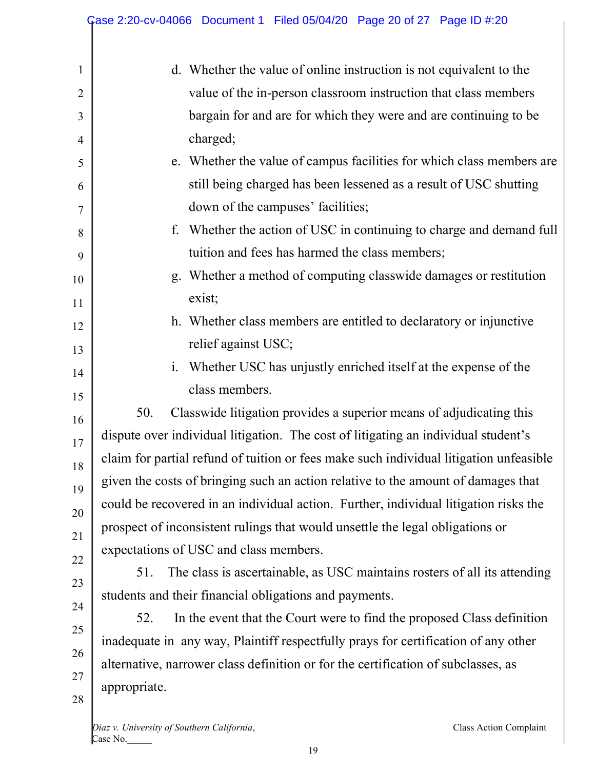d. Whether the value of online instruction is not equivalent to the value of the in-person classroom instruction that class members bargain for and are for which they were and are continuing to be charged;

e. Whether the value of campus facilities for which class members are still being charged has been lessened as a result of USC shutting down of the campuses' facilities;

f. Whether the action of USC in continuing to charge and demand full tuition and fees has harmed the class members;

g. Whether a method of computing classwide damages or restitution exist;

h. Whether class members are entitled to declaratory or injunctive relief against USC;

i. Whether USC has unjustly enriched itself at the expense of the class members.

50. Classwide litigation provides a superior means of adjudicating this dispute over individual litigation. The cost of litigating an individual student's claim for partial refund of tuition or fees make such individual litigation unfeasible given the costs of bringing such an action relative to the amount of damages that could be recovered in an individual action. Further, individual litigation risks the prospect of inconsistent rulings that would unsettle the legal obligations or expectations of USC and class members.

51. The class is ascertainable, as USC maintains rosters of all its attending students and their financial obligations and payments.

52. In the event that the Court were to find the proposed Class definition inadequate in any way, Plaintiff respectfully prays for certification of any other alternative, narrower class definition or for the certification of subclasses, as appropriate.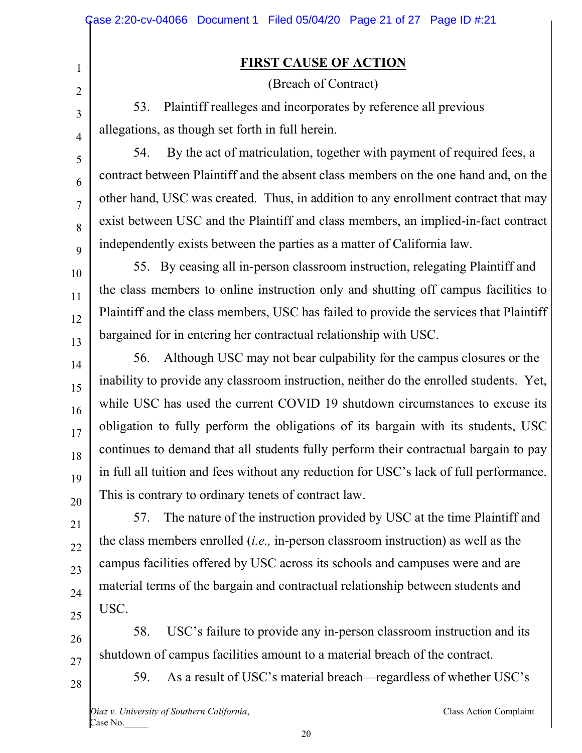## FIRST CAUSE OF ACTION

(Breach of Contract)

53. Plaintiff realleges and incorporates by reference all previous allegations, as though set forth in full herein.

54. By the act of matriculation, together with payment of required fees, a contract between Plaintiff and the absent class members on the one hand and, on the other hand, USC was created. Thus, in addition to any enrollment contract that may exist between USC and the Plaintiff and class members, an implied-in-fact contract independently exists between the parties as a matter of California law.

55. By ceasing all in-person classroom instruction, relegating Plaintiff and the class members to online instruction only and shutting off campus facilities to Plaintiff and the class members, USC has failed to provide the services that Plaintiff bargained for in entering her contractual relationship with USC.

56. Although USC may not bear culpability for the campus closures or the inability to provide any classroom instruction, neither do the enrolled students. Yet, while USC has used the current COVID 19 shutdown circumstances to excuse its obligation to fully perform the obligations of its bargain with its students, USC continues to demand that all students fully perform their contractual bargain to pay in full all tuition and fees without any reduction for USC's lack of full performance. This is contrary to ordinary tenets of contract law.

57. The nature of the instruction provided by USC at the time Plaintiff and the class members enrolled (*i.e.,* in-person classroom instruction) as well as the campus facilities offered by USC across its schools and campuses were and are material terms of the bargain and contractual relationship between students and USC.

58. USC's failure to provide any in-person classroom instruction and its shutdown of campus facilities amount to a material breach of the contract.

59. As a result of USC's material breach—regardless of whether USC's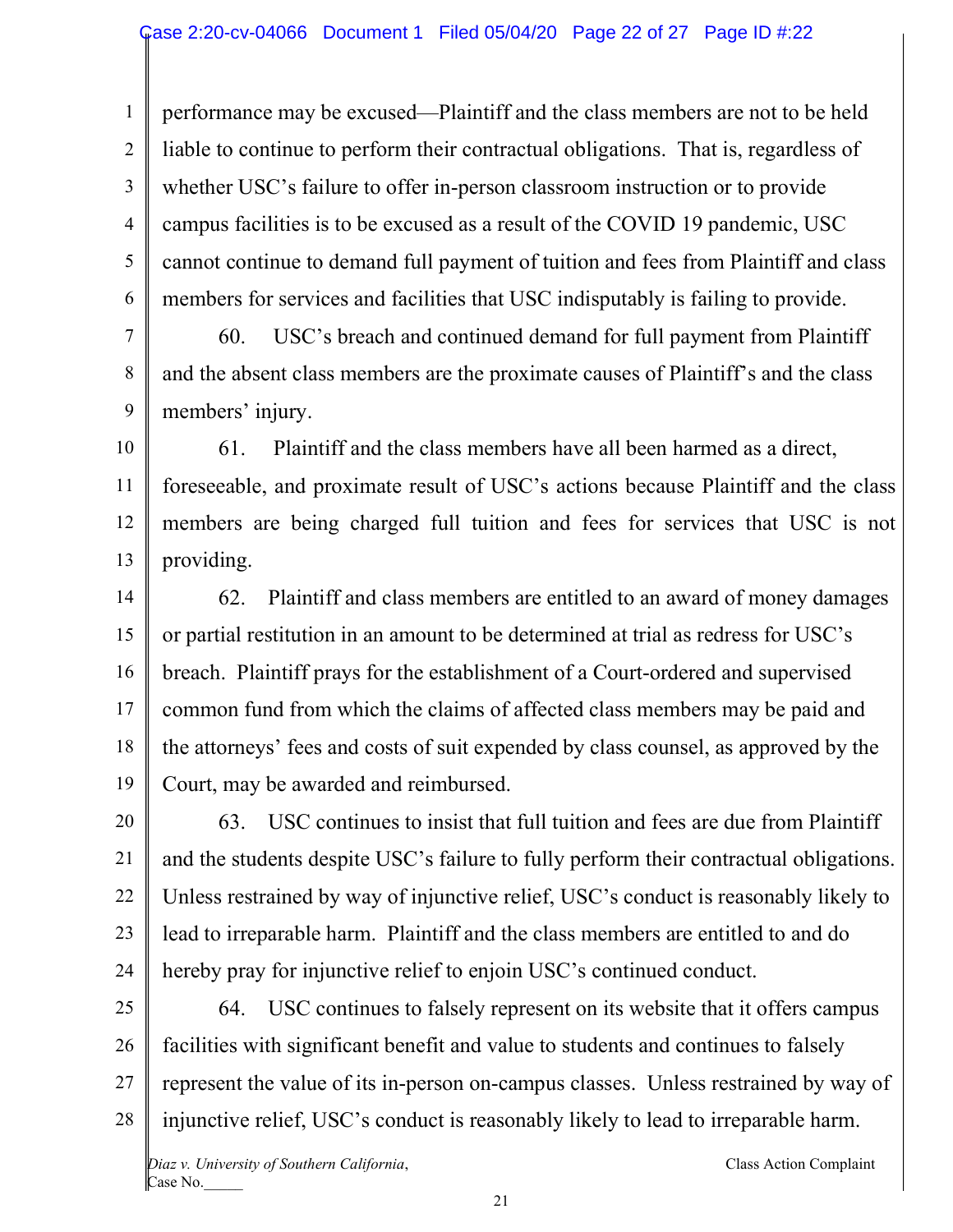performance may be excused—Plaintiff and the class members are not to be held liable to continue to perform their contractual obligations. That is, regardless of whether USC's failure to offer in-person classroom instruction or to provide campus facilities is to be excused as a result of the COVID 19 pandemic, USC cannot continue to demand full payment of tuition and fees from Plaintiff and class members for services and facilities that USC indisputably is failing to provide.

60. USC's breach and continued demand for full payment from Plaintiff and the absent class members are the proximate causes of Plaintiff's and the class members' injury.

61. Plaintiff and the class members have all been harmed as a direct, foreseeable, and proximate result of USC's actions because Plaintiff and the class members are being charged full tuition and fees for services that USC is not providing.

62. Plaintiff and class members are entitled to an award of money damages or partial restitution in an amount to be determined at trial as redress for USC's breach. Plaintiff prays for the establishment of a Court-ordered and supervised common fund from which the claims of affected class members may be paid and the attorneys' fees and costs of suit expended by class counsel, as approved by the Court, may be awarded and reimbursed.

63. USC continues to insist that full tuition and fees are due from Plaintiff and the students despite USC's failure to fully perform their contractual obligations. Unless restrained by way of injunctive relief, USC's conduct is reasonably likely to lead to irreparable harm. Plaintiff and the class members are entitled to and do hereby pray for injunctive relief to enjoin USC's continued conduct.

64. USC continues to falsely represent on its website that it offers campus facilities with significant benefit and value to students and continues to falsely represent the value of its in-person on-campus classes. Unless restrained by way of injunctive relief, USC's conduct is reasonably likely to lead to irreparable harm.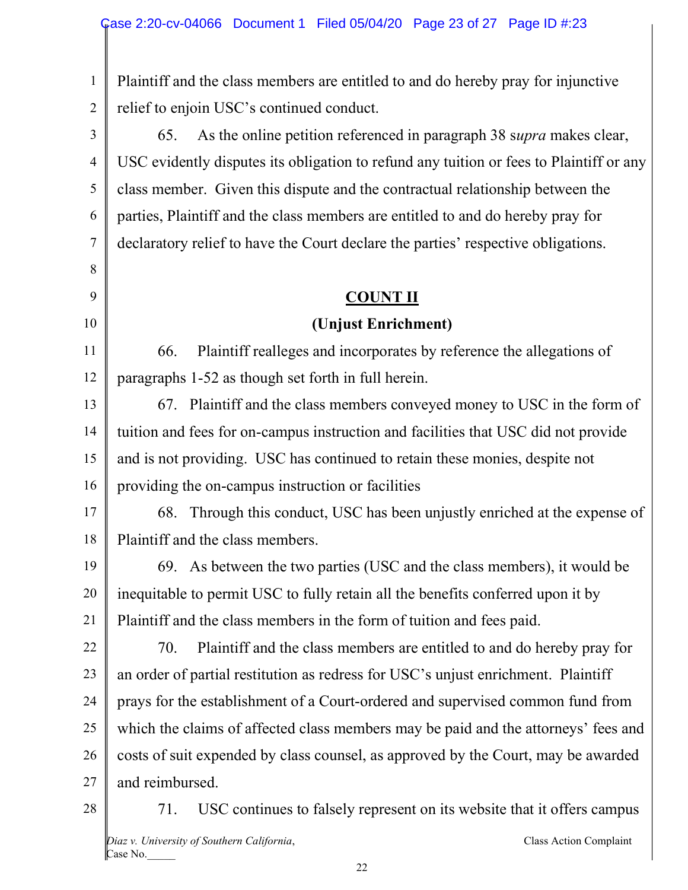Plaintiff and the class members are entitled to and do hereby pray for injunctive relief to enjoin USC's continued conduct.

65. As the online petition referenced in paragraph 38 s*upra* makes clear, USC evidently disputes its obligation to refund any tuition or fees to Plaintiff or any class member. Given this dispute and the contractual relationship between the parties, Plaintiff and the class members are entitled to and do hereby pray for declaratory relief to have the Court declare the parties' respective obligations.

## COUNT II

### (Unjust Enrichment)

66. Plaintiff realleges and incorporates by reference the allegations of paragraphs 1-52 as though set forth in full herein.

67. Plaintiff and the class members conveyed money to USC in the form of tuition and fees for on-campus instruction and facilities that USC did not provide and is not providing. USC has continued to retain these monies, despite not providing the on-campus instruction or facilities

68. Through this conduct, USC has been unjustly enriched at the expense of Plaintiff and the class members.

69. As between the two parties (USC and the class members), it would be inequitable to permit USC to fully retain all the benefits conferred upon it by Plaintiff and the class members in the form of tuition and fees paid.

70. Plaintiff and the class members are entitled to and do hereby pray for an order of partial restitution as redress for USC's unjust enrichment. Plaintiff prays for the establishment of a Court-ordered and supervised common fund from which the claims of affected class members may be paid and the attorneys' fees and costs of suit expended by class counsel, as approved by the Court, may be awarded and reimbursed.

71. USC continues to falsely represent on its website that it offers campus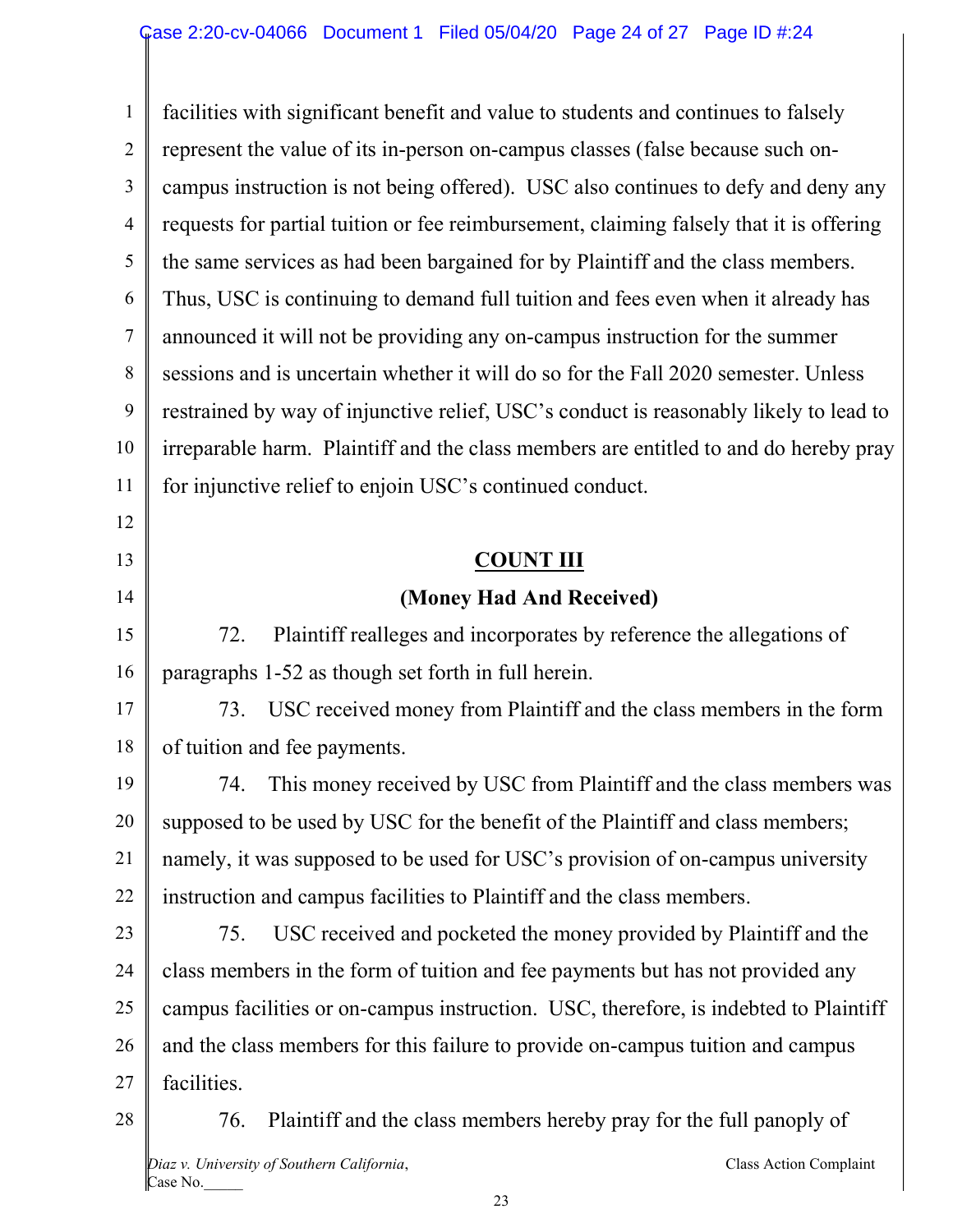facilities with significant benefit and value to students and continues to falsely represent the value of its in-person on-campus classes (false because such on-campus instruction is not being offered). USC also continues to defy and deny any requests for partial tuition or fee reimbursement, claiming falsely that it is offering the same services as had been bargained for by Plaintiff and the class members. Thus, USC is continuing to demand full tuition and fees even when it already has announced it will not be providing any on-campus instruction for the summer sessions and is uncertain whether it will do so for the Fall 2020 semester. Unless restrained by way of injunctive relief, USC's conduct is reasonably likely to lead to irreparable harm. Plaintiff and the class members are entitled to and do hereby pray for injunctive relief to enjoin USC's continued conduct.

## COUNT III

### (Money Had And Received)

72. Plaintiff realleges and incorporates by reference the allegations of paragraphs 1-52 as though set forth in full herein.

73. USC received money from Plaintiff and the class members in the form of tuition and fee payments.

74. This money received by USC from Plaintiff and the class members was supposed to be used by USC for the benefit of the Plaintiff and class members; namely, it was supposed to be used for USC's provision of on-campus university instruction and campus facilities to Plaintiff and the class members.

75. USC received and pocketed the money provided by Plaintiff and the class members in the form of tuition and fee payments but has not provided any campus facilities or on-campus instruction. USC, therefore, is indebted to Plaintiff and the class members for this failure to provide on-campus tuition and campus facilities.

76. Plaintiff and the class members hereby pray for the full panoply of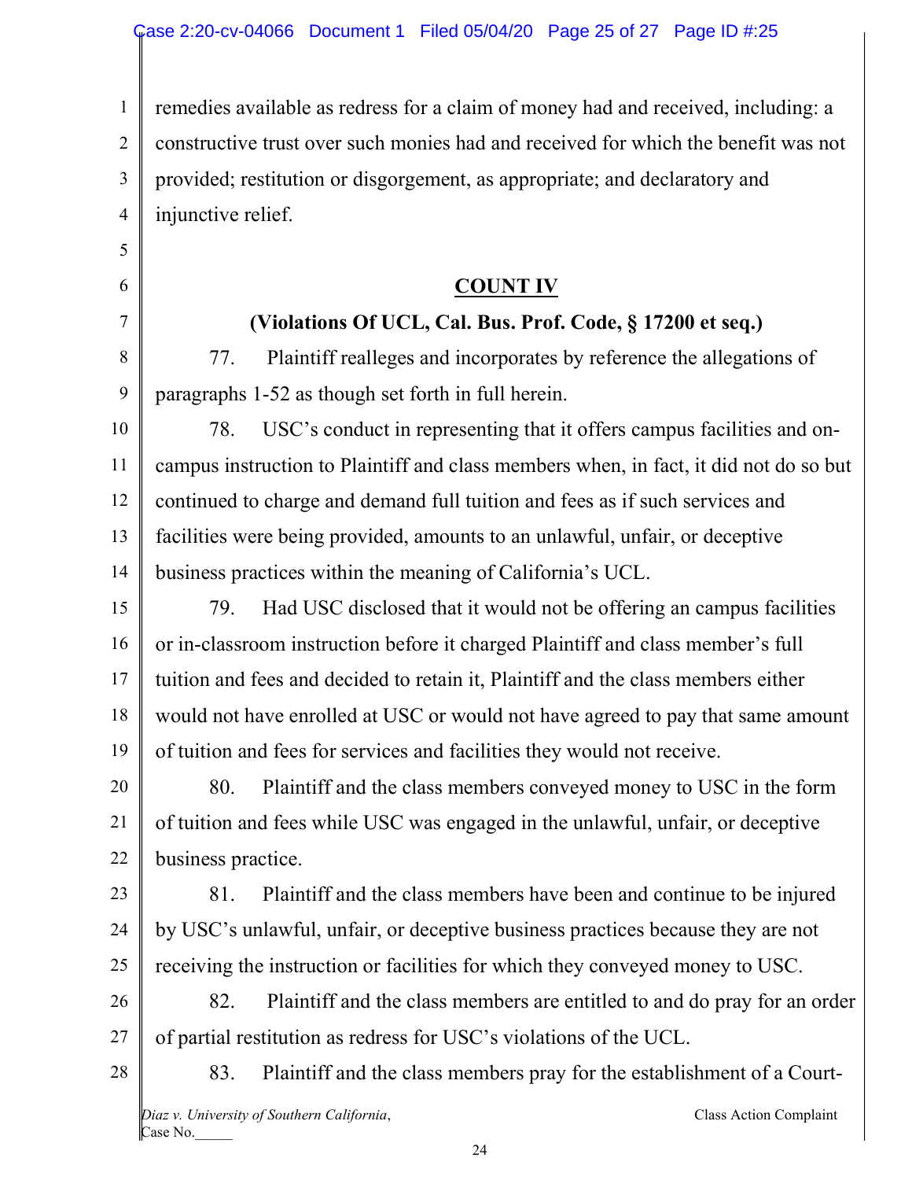remedies available as redress for a claim of money had and received, including: a constructive trust over such monies had and received for which the benefit was not provided; restitution or disgorgement, as appropriate; and declaratory and injunctive relief.

**COUNT IV**

**(Violations Of UCL, Cal. Bus. Prof. Code, § 17200 et seq.)**

77. Plaintiff realleges and incorporates by reference the allegations of paragraphs 1-52 as though set forth in full herein.

78. USC's conduct in representing that it offers campus facilities and on-campus instruction to Plaintiff and class members when, in fact, it did not do so but continued to charge and demand full tuition and fees as if such services and facilities were being provided, amounts to an unlawful, unfair, or deceptive business practices within the meaning of California's UCL.

79. Had USC disclosed that it would not be offering an campus facilities or in-classroom instruction before it charged Plaintiff and class member's full tuition and fees and decided to retain it, Plaintiff and the class members either would not have enrolled at USC or would not have agreed to pay that same amount of tuition and fees for services and facilities they would not receive.

80. Plaintiff and the class members conveyed money to USC in the form of tuition and fees while USC was engaged in the unlawful, unfair, or deceptive business practice.

81. Plaintiff and the class members have been and continue to be injured by USC's unlawful, unfair, or deceptive business practices because they are not receiving the instruction or facilities for which they conveyed money to USC.

82. Plaintiff and the class members are entitled to and do pray for an order of partial restitution as redress for USC's violations of the UCL.

83. Plaintiff and the class members pray for the establishment of a Court-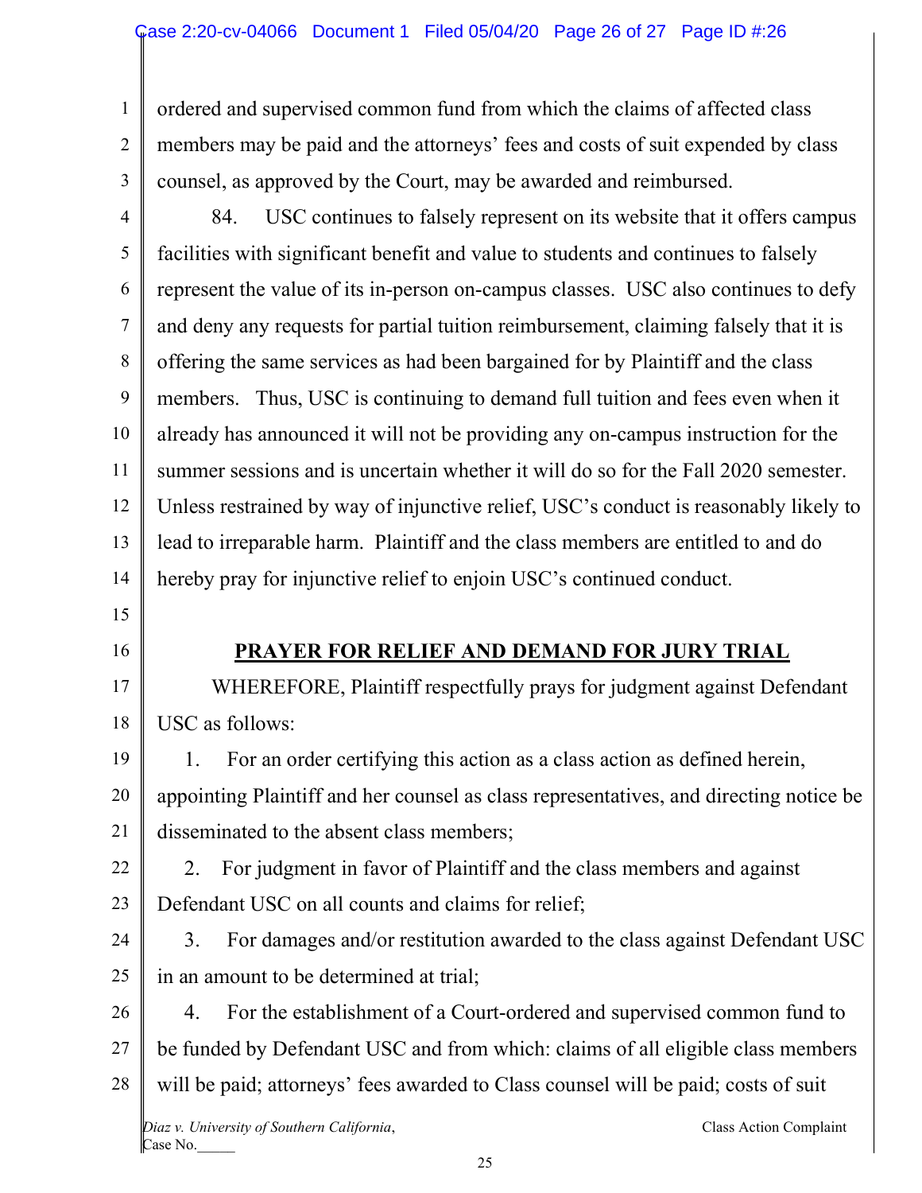ordered and supervised common fund from which the claims of affected class members may be paid and the attorneys' fees and costs of suit expended by class counsel, as approved by the Court, may be awarded and reimbursed.

84. USC continues to falsely represent on its website that it offers campus facilities with significant benefit and value to students and continues to falsely represent the value of its in-person on-campus classes. USC also continues to defy and deny any requests for partial tuition reimbursement, claiming falsely that it is offering the same services as had been bargained for by Plaintiff and the class members. Thus, USC is continuing to demand full tuition and fees even when it already has announced it will not be providing any on-campus instruction for the summer sessions and is uncertain whether it will do so for the Fall 2020 semester. Unless restrained by way of injunctive relief, USC's conduct is reasonably likely to lead to irreparable harm. Plaintiff and the class members are entitled to and do hereby pray for injunctive relief to enjoin USC's continued conduct.

## PRAYER FOR RELIEF AND DEMAND FOR JURY TRIAL

WHEREFORE, Plaintiff respectfully prays for judgment against Defendant USC as follows:

1. For an order certifying this action as a class action as defined herein, appointing Plaintiff and her counsel as class representatives, and directing notice be disseminated to the absent class members;

2. For judgment in favor of Plaintiff and the class members and against Defendant USC on all counts and claims for relief;

3. For damages and/or restitution awarded to the class against Defendant USC in an amount to be determined at trial;

4. For the establishment of a Court-ordered and supervised common fund to be funded by Defendant USC and from which: claims of all eligible class members will be paid; attorneys' fees awarded to Class counsel will be paid; costs of suit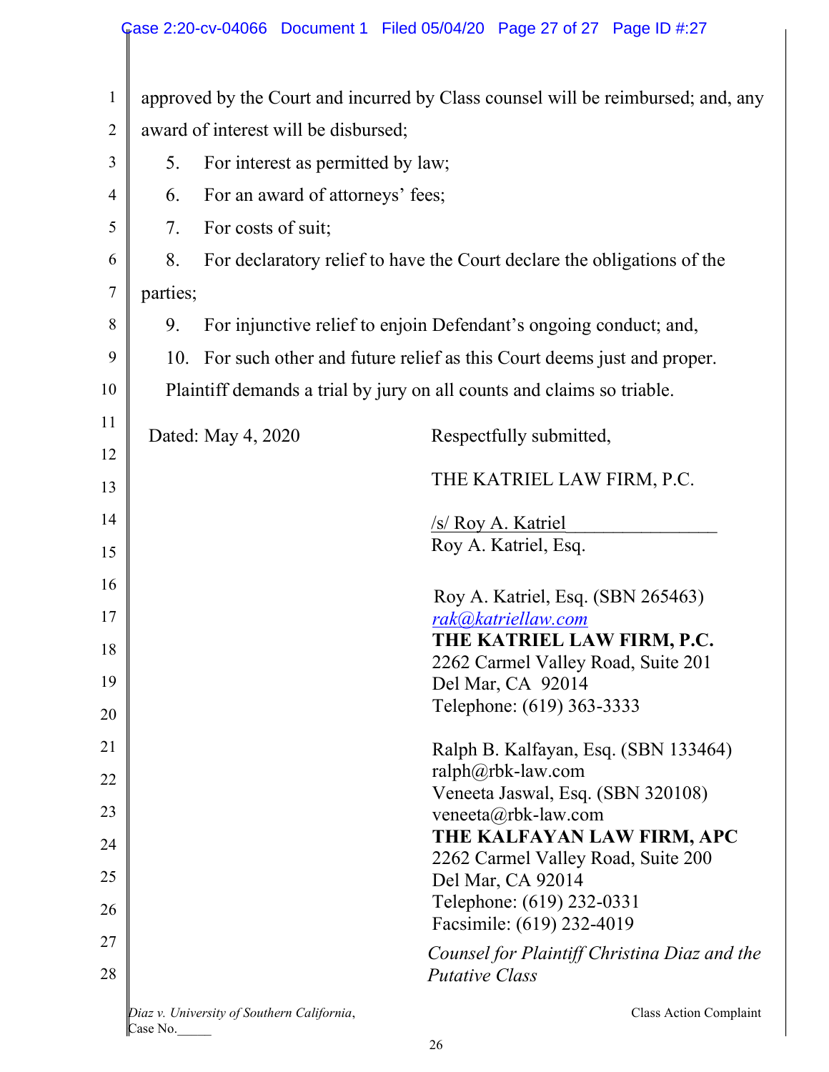approved by the Court and incurred by Class counsel will be reimbursed; and, any award of interest will be disbursed;

5. For interest as permitted by law;
6. For an award of attorneys' fees;
7. For costs of suit;
8. For declaratory relief to have the Court declare the obligations of the parties;
9. For injunctive relief to enjoin Defendant's ongoing conduct; and,
10. For such other and future relief as this Court deems just and proper.

Plaintiff demands a trial by jury on all counts and claims so triable.

Dated: May 4, 2020

Respectfully submitted,

THE KATRIEL LAW FIRM, P.C.

/s/ Roy A. Katriel
Roy A. Katriel, Esq.

Roy A. Katriel, Esq. (SBN 265463)
*rak@katriellaw.com*
**THE KATRIEL LAW FIRM, P.C.**
2262 Carmel Valley Road, Suite 201
Del Mar, CA 92014
Telephone: (619) 363-3333

Ralph B. Kalfayan, Esq. (SBN 133464)
ralph@rbk-law.com
Veneeta Jaswal, Esq. (SBN 320108)
veneeta@rbk-law.com
**THE KALFAYAN LAW FIRM, APC**
2262 Carmel Valley Road, Suite 200
Del Mar, CA 92014
Telephone: (619) 232-0331
Facsimile: (619) 232-4019

*Counsel for Plaintiff Christina Diaz and the Putative Class*